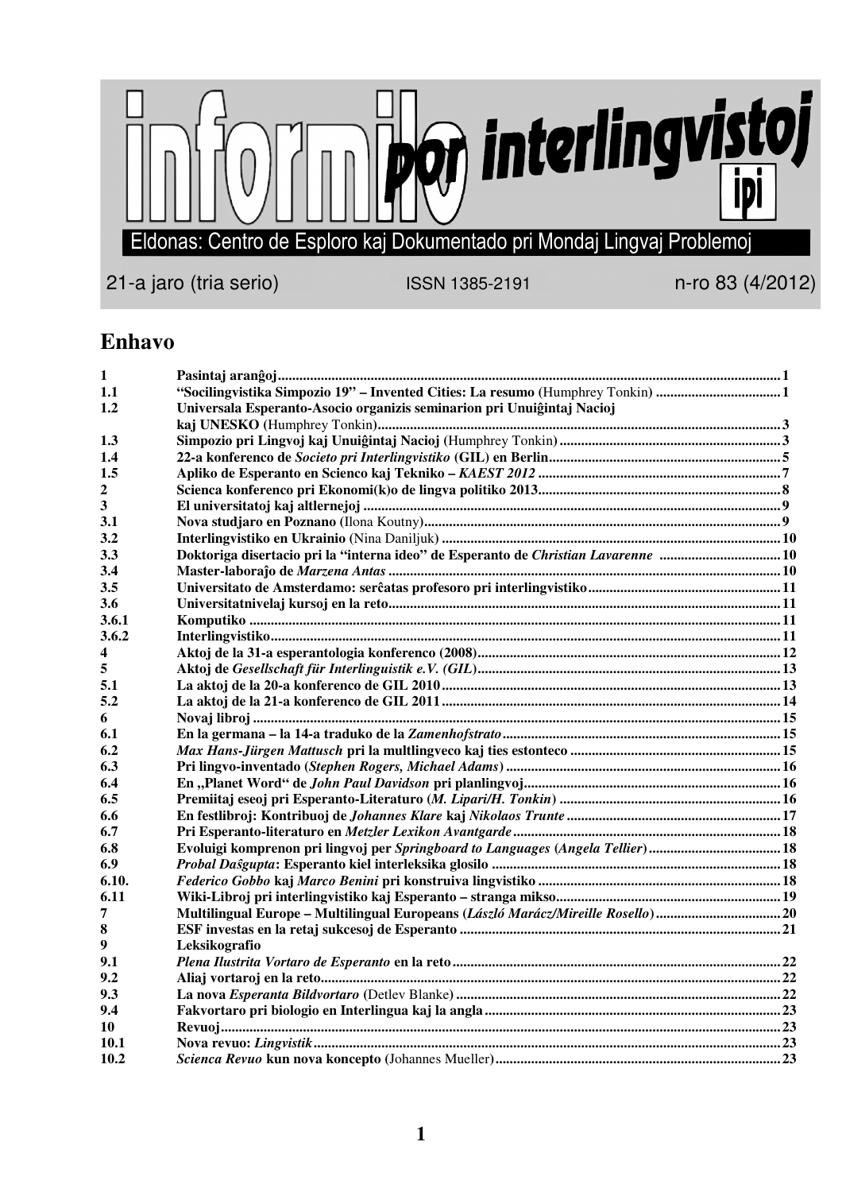# informilo por interlingvistoj

ipi

Eldonas: Centro de Esploro kaj Dokumentado pri Mondaj Lingvaj Problemoj

21-a jaro (tria serio) ISSN 1385-2191 n-ro 83 (4/2012)

## Enhavo

| | | |
|---|---|---|
| 1 | **Pasintaj aranĝoj** | 1 |
| 1.1 | **"Socilingvistika Simpozio 19" – Invented Cities: La resumo** (Humphrey Tonkin) | 1 |
| 1.2 | **Universala Esperanto-Asocio organizis seminarion pri Unuiĝintaj Nacioj kaj UNESKO** (Humphrey Tonkin) | 3 |
| 1.3 | **Simpozio pri Lingvoj kaj Unuiĝintaj Nacioj** (Humphrey Tonkin) | 3 |
| 1.4 | **22-a konferenco de *Societo pri Interlingvistiko* (GIL) en Berlin** | 5 |
| 1.5 | **Apliko de Esperanto en Scienco kaj Tekniko – *KAEST 2012*** | 7 |
| 2 | **Scienca konferenco pri Ekonomi(k)o de lingva politiko 2013** | 8 |
| 3 | **El universitatoj kaj altlernejoj** | 9 |
| 3.1 | **Nova studjaro en Poznano** (Ilona Koutny) | 9 |
| 3.2 | **Interlingvistiko en Ukrainio** (Nina Daniljuk) | 10 |
| 3.3 | **Doktoriga disertacio pri la "interna ideo" de Esperanto de *Christian Lavarenne*** | 10 |
| 3.4 | **Master-laboraĵo de *Marzena Antas*** | 10 |
| 3.5 | **Universitato de Amsterdamo: serĉatas profesoro pri interlingvistiko** | 11 |
| 3.6 | **Universitatnivelaj kursoj en la reto** | 11 |
| 3.6.1 | **Komputiko** | 11 |
| 3.6.2 | **Interlingvistiko** | 11 |
| 4 | **Aktoj de la 31-a esperantologia konferenco (2008)** | 12 |
| 5 | **Aktoj de *Gesellschaft für Interlinguistik e.V. (GIL)*** | 13 |
| 5.1 | **La aktoj de la 20-a konferenco de GIL 2010** | 13 |
| 5.2 | **La aktoj de la 21-a konferenco de GIL 2011** | 14 |
| 6 | **Novaj libroj** | 15 |
| 6.1 | **En la germana – la 14-a traduko de la *Zamenhofstrato*** | 15 |
| 6.2 | ***Max Hans-Jürgen Mattusch* pri la multlingveco kaj ties estonteco** | 15 |
| 6.3 | **Pri lingvo-inventado (*Stephen Rogers, Michael Adams*)** | 16 |
| 6.4 | **En „Planet Word" de *John Paul Davidson* pri planlingvoj** | 16 |
| 6.5 | **Premiitaj eseoj pri Esperanto-Literaturo (*M. Lipari/H. Tonkin*)** | 16 |
| 6.6 | **En festlibroj: Kontribuoj de *Johannes Klare* kaj *Nikolaos Trunte*** | 17 |
| 6.7 | **Pri Esperanto-literaturo en *Metzler Lexikon Avantgarde*** | 18 |
| 6.8 | **Evoluigi komprenon pri lingvoj per *Springboard to Languages* (*Angela Tellier*)** | 18 |
| 6.9 | ***Probal Daŝgupta*: Esperanto kiel interleksika glosilo** | 18 |
| 6.10. | ***Federico Gobbo* kaj *Marco Benini* pri konstruiva lingvistiko** | 18 |
| 6.11 | **Wiki-Libroj pri interlingvistiko kaj Esperanto – stranga mikso** | 19 |
| 7 | **Multilingual Europe – Multilingual Europeans (*László Marácz/Mireille Rosello*)** | 20 |
| 8 | **ESF investas en la retaj sukcesoj de Esperanto** | 21 |
| 9 | **Leksikografio** | |
| 9.1 | ***Plena Ilustrita Vortaro de Esperanto* en la reto** | 22 |
| 9.2 | **Aliaj vortaroj en la reto** | 22 |
| 9.3 | **La nova *Esperanta Bildvortaro*** (Detlev Blanke) | 22 |
| 9.4 | **Fakvortaro pri biologio en Interlingua kaj la angla** | 23 |
| 10 | **Revuoj** | 23 |
| 10.1 | **Nova revuo: *Lingvistik*** | 23 |
| 10.2 | ***Scienca Revuo* kun nova koncepto** (Johannes Mueller) | 23 |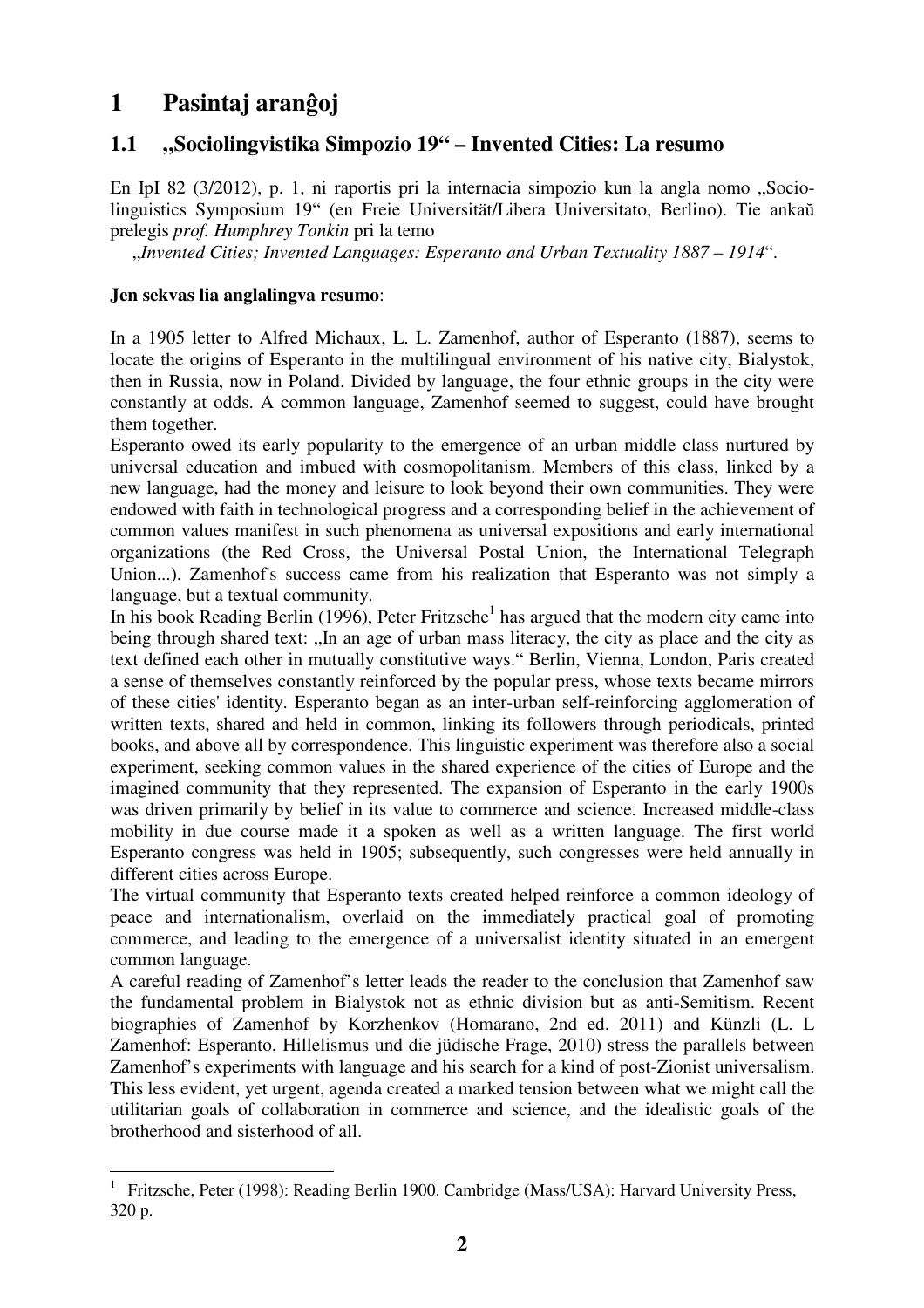# 1 Pasintaj aranĝoj

## 1.1 „Sociolingvistika Simpozio 19“ – Invented Cities: La resumo

En IpI 82 (3/2012), p. 1, ni raportis pri la internacia simpozio kun la angla nomo „Socio-linguistics Symposium 19“ (en Freie Universität/Libera Universitato, Berlino). Tie ankaŭ prelegis *prof. Humphrey Tonkin* pri la temo

„*Invented Cities; Invented Languages: Esperanto and Urban Textuality 1887 – 1914*“.

**Jen sekvas lia anglalingva resumo**:

In a 1905 letter to Alfred Michaux, L. L. Zamenhof, author of Esperanto (1887), seems to locate the origins of Esperanto in the multilingual environment of his native city, Bialystok, then in Russia, now in Poland. Divided by language, the four ethnic groups in the city were constantly at odds. A common language, Zamenhof seemed to suggest, could have brought them together.

Esperanto owed its early popularity to the emergence of an urban middle class nurtured by universal education and imbued with cosmopolitanism. Members of this class, linked by a new language, had the money and leisure to look beyond their own communities. They were endowed with faith in technological progress and a corresponding belief in the achievement of common values manifest in such phenomena as universal expositions and early international organizations (the Red Cross, the Universal Postal Union, the International Telegraph Union...). Zamenhof's success came from his realization that Esperanto was not simply a language, but a textual community.

In his book Reading Berlin (1996), Peter Fritzsche[1] has argued that the modern city came into being through shared text: „In an age of urban mass literacy, the city as place and the city as text defined each other in mutually constitutive ways.“ Berlin, Vienna, London, Paris created a sense of themselves constantly reinforced by the popular press, whose texts became mirrors of these cities' identity. Esperanto began as an inter-urban self-reinforcing agglomeration of written texts, shared and held in common, linking its followers through periodicals, printed books, and above all by correspondence. This linguistic experiment was therefore also a social experiment, seeking common values in the shared experience of the cities of Europe and the imagined community that they represented. The expansion of Esperanto in the early 1900s was driven primarily by belief in its value to commerce and science. Increased middle-class mobility in due course made it a spoken as well as a written language. The first world Esperanto congress was held in 1905; subsequently, such congresses were held annually in different cities across Europe.

The virtual community that Esperanto texts created helped reinforce a common ideology of peace and internationalism, overlaid on the immediately practical goal of promoting commerce, and leading to the emergence of a universalist identity situated in an emergent common language.

A careful reading of Zamenhof's letter leads the reader to the conclusion that Zamenhof saw the fundamental problem in Bialystok not as ethnic division but as anti-Semitism. Recent biographies of Zamenhof by Korzhenkov (Homarano, 2nd ed. 2011) and Künzli (L. L Zamenhof: Esperanto, Hillelismus und die jüdische Frage, 2010) stress the parallels between Zamenhof's experiments with language and his search for a kind of post-Zionist universalism. This less evident, yet urgent, agenda created a marked tension between what we might call the utilitarian goals of collaboration in commerce and science, and the idealistic goals of the brotherhood and sisterhood of all.

---

[1] Fritzsche, Peter (1998): Reading Berlin 1900. Cambridge (Mass/USA): Harvard University Press, 320 p.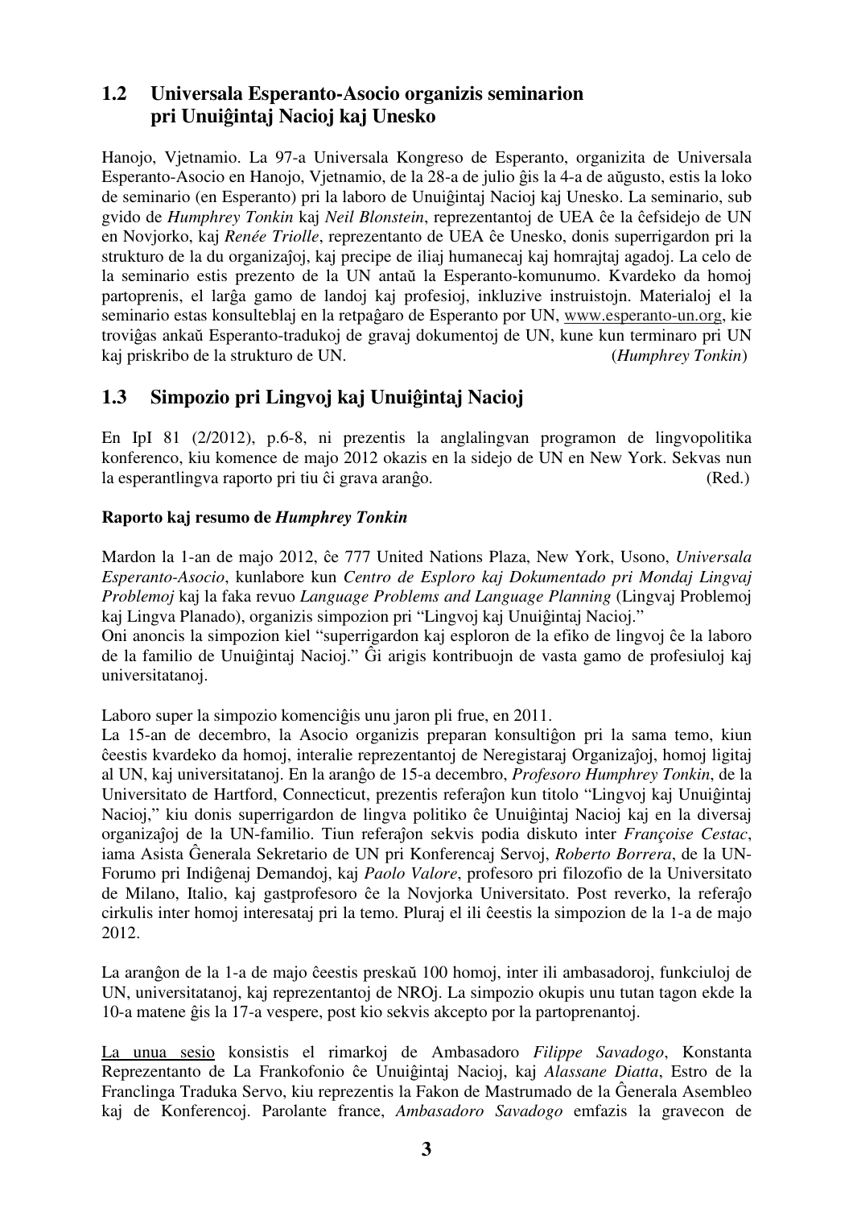## 1.2 Universala Esperanto-Asocio organizis seminarion pri Unuiĝintaj Nacioj kaj Unesko

Hanojo, Vjetnamio. La 97-a Universala Kongreso de Esperanto, organizita de Universala Esperanto-Asocio en Hanojo, Vjetnamio, de la 28-a de julio ĝis la 4-a de aŭgusto, estis la loko de seminario (en Esperanto) pri la laboro de Unuiĝintaj Nacioj kaj Unesko. La seminario, sub gvido de *Humphrey Tonkin* kaj *Neil Blonstein*, reprezentantoj de UEA ĉe la ĉefsidejo de UN en Novjorko, kaj *Renée Triolle*, reprezentanto de UEA ĉe Unesko, donis superrigardon pri la strukturo de la du organizaĵoj, kaj precipe de iliaj humanecaj kaj homrajtaj agadoj. La celo de la seminario estis prezento de la UN antaŭ la Esperanto-komunumo. Kvardeko da homoj partoprenis, el larĝa gamo de landoj kaj profesioj, inkluzive instruistojn. Materialoj el la seminario estas konsulteblaj en la retpaĝaro de Esperanto por UN, www.esperanto-un.org, kie troviĝas ankaŭ Esperanto-tradukoj de gravaj dokumentoj de UN, kune kun terminaro pri UN kaj priskribo de la strukturo de UN. (*Humphrey Tonkin*)

## 1.3 Simpozio pri Lingvoj kaj Unuiĝintaj Nacioj

En IpI 81 (2/2012), p.6-8, ni prezentis la anglalingvan programon de lingvopolitika konferenco, kiu komence de majo 2012 okazis en la sidejo de UN en New York. Sekvas nun la esperantlingva raporto pri tiu ĉi grava aranĝo. (Red.)

**Raporto kaj resumo de *Humphrey Tonkin***

Mardon la 1-an de majo 2012, ĉe 777 United Nations Plaza, New York, Usono, *Universala Esperanto-Asocio*, kunlabore kun *Centro de Esploro kaj Dokumentado pri Mondaj Lingvaj Problemoj* kaj la faka revuo *Language Problems and Language Planning* (Lingvaj Problemoj kaj Lingva Planado), organizis simpozion pri "Lingvoj kaj Unuiĝintaj Nacioj."
Oni anoncis la simpozion kiel "superrigardon kaj esploron de la efiko de lingvoj ĉe la laboro de la familio de Unuiĝintaj Nacioj." Ĝi arigis kontribuojn de vasta gamo de profesiuloj kaj universitatanoj.

Laboro super la simpozio komenciĝis unu jaron pli frue, en 2011.
La 15-an de decembro, la Asocio organizis preparan konsultiĝon pri la sama temo, kiun ĉeestis kvardeko da homoj, interalie reprezentantoj de Neregistaraj Organizaĵoj, homoj ligitaj al UN, kaj universitatanoj. En la aranĝo de 15-a decembro, *Profesoro Humphrey Tonkin*, de la Universitato de Hartford, Connecticut, prezentis referaĵon kun titolo "Lingvoj kaj Unuiĝintaj Nacioj," kiu donis superrigardon de lingva politiko ĉe Unuiĝintaj Nacioj kaj en la diversaj organizaĵoj de la UN-familio. Tiun referaĵon sekvis podia diskuto inter *Françoise Cestac*, iama Asista Ĝenerala Sekretario de UN pri Konferencaj Servoj, *Roberto Borrera*, de la UN-Forumo pri Indiĝenaj Demandoj, kaj *Paolo Valore*, profesoro pri filozofio de la Universitato de Milano, Italio, kaj gastprofesoro ĉe la Novjorka Universitato. Post reverko, la referaĵo cirkulis inter homoj interesataj pri la temo. Pluraj el ili ĉeestis la simpozion de la 1-a de majo 2012.

La aranĝon de la 1-a de majo ĉeestis preskaŭ 100 homoj, inter ili ambasadoroj, funkciuloj de UN, universitatanoj, kaj reprezentantoj de NROj. La simpozio okupis unu tutan tagon ekde la 10-a matene ĝis la 17-a vespere, post kio sekvis akcepto por la partoprenantoj.

La unua sesio konsistis el rimarkoj de Ambasadoro *Filippe Savadogo*, Konstanta Reprezentanto de La Frankofonio ĉe Unuiĝintaj Nacioj, kaj *Alassane Diatta*, Estro de la Franclinga Traduka Servo, kiu reprezentis la Fakon de Mastrumado de la Ĝenerala Asembleo kaj de Konferencoj. Parolante france, *Ambasadoro Savadogo* emfazis la gravecon de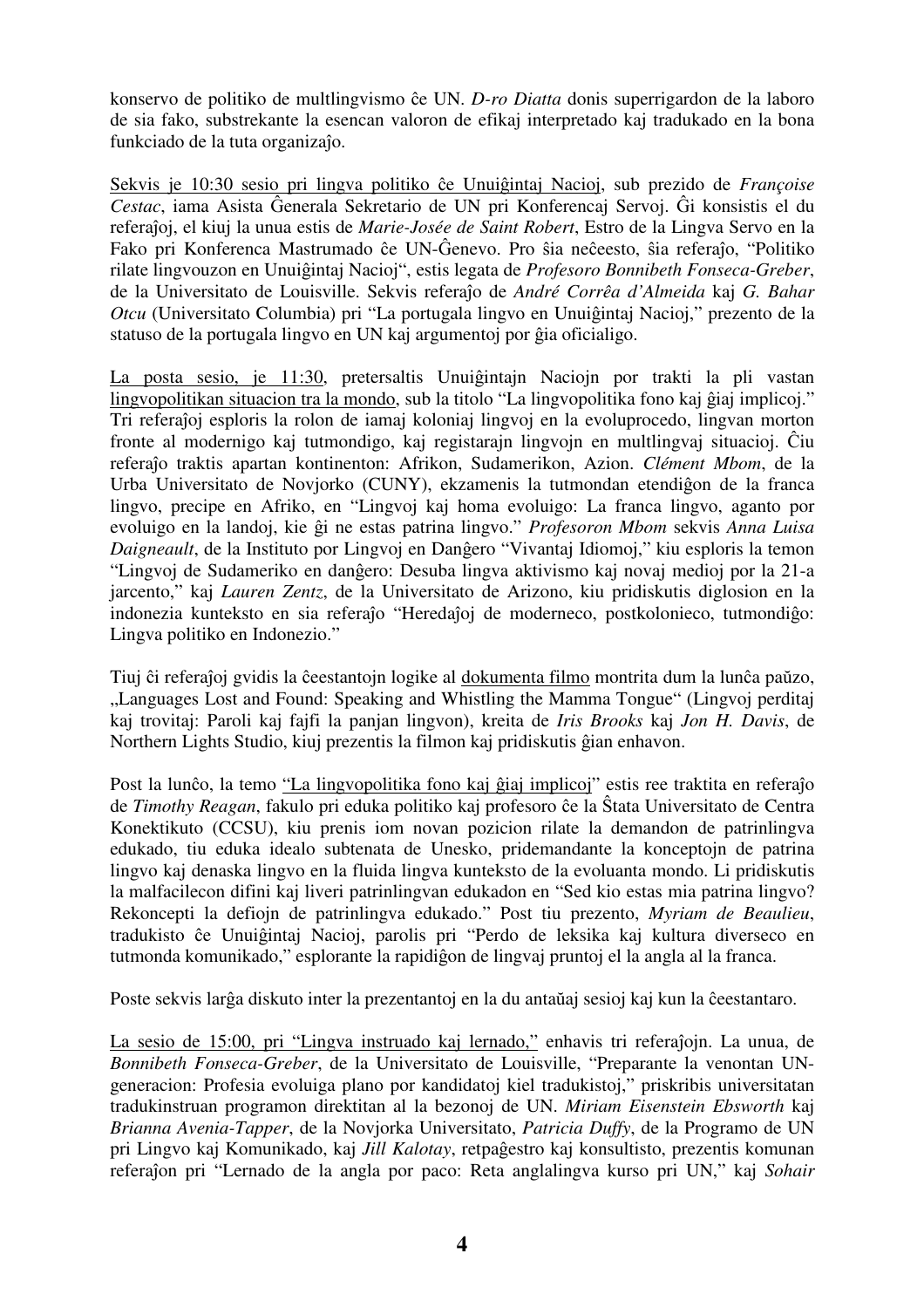konservo de politiko de multlingvismo ĉe UN. *D-ro Diatta* donis superrigardon de la laboro de sia fako, substrekante la esencan valoron de efikaj interpretado kaj tradukado en la bona funkciado de la tuta organizaĵo.

Sekvis je 10:30 sesio pri lingva politiko ĉe Unuiĝintaj Nacioj, sub prezido de *Françoise Cestac*, iama Asista Ĝenerala Sekretario de UN pri Konferencaj Servoj. Ĝi konsistis el du referaĵoj, el kiuj la unua estis de *Marie-Josée de Saint Robert*, Estro de la Lingva Servo en la Fako pri Konferenca Mastrumado ĉe UN-Ĝenevo. Pro ŝia neĉeesto, ŝia referaĵo, "Politiko rilate lingvouzon en Unuiĝintaj Nacioj", estis legata de *Profesoro Bonnibeth Fonseca-Greber*, de la Universitato de Louisville. Sekvis referaĵo de *André Corrêa d'Almeida* kaj *G. Bahar Otcu* (Universitato Columbia) pri "La portugala lingvo en Unuiĝintaj Nacioj," prezento de la statuso de la portugala lingvo en UN kaj argumentoj por ĝia oficialigo.

La posta sesio, je 11:30, pretersaltis Unuiĝintajn Naciojn por trakti la pli vastan lingvopolitikan situacion tra la mondo, sub la titolo "La lingvopolitika fono kaj ĝiaj implicoj." Tri referaĵoj esploris la rolon de iamaj koloniaj lingvoj en la evoluprocedo, lingvan morton fronte al modernigo kaj tutmondigo, kaj registarajn lingvojn en multlingvaj situacioj. Ĉiu referaĵo traktis apartan kontinenton: Afrikon, Sudamerikon, Azion. *Clément Mbom*, de la Urba Universitato de Novjorko (CUNY), ekzamenis la tutmondan etendiĝon de la franca lingvo, precipe en Afriko, en "Lingvoj kaj homa evoluigo: La franca lingvo, aganto por evoluigo en la landoj, kie ĝi ne estas patrina lingvo." *Profesoron Mbom* sekvis *Anna Luisa Daigneault*, de la Instituto por Lingvoj en Danĝero "Vivantaj Idiomoj," kiu esploris la temon "Lingvoj de Sudameriko en danĝero: Desuba lingva aktivismo kaj novaj medioj por la 21-a jarcento," kaj *Lauren Zentz*, de la Universitato de Arizono, kiu pridiskutis diglosion en la indonezia kunteksto en sia referaĵo "Heredaĵoj de moderneco, postkolonieco, tutmondiĝo: Lingva politiko en Indonezio."

Tiuj ĉi referaĵoj gvidis la ĉeestantojn logike al dokumenta filmo montrita dum la lunĉa paŭzo, „Languages Lost and Found: Speaking and Whistling the Mamma Tongue" (Lingvoj perditaj kaj trovitaj: Paroli kaj fajfi la panjan lingvon), kreita de *Iris Brooks* kaj *Jon H. Davis*, de Northern Lights Studio, kiuj prezentis la filmon kaj pridiskutis ĝian enhavon.

Post la lunĉo, la temo "La lingvopolitika fono kaj ĝiaj implicoj" estis ree traktita en referaĵo de *Timothy Reagan*, fakulo pri eduka politiko kaj profesoro ĉe la Ŝtata Universitato de Centra Konektikuto (CCSU), kiu prenis iom novan pozicion rilate la demandon de patrinlingva edukado, tiu eduka idealo subtenata de Unesko, pridemandante la konceptojn de patrina lingvo kaj denaska lingvo en la fluida lingva kunteksto de la evoluanta mondo. Li pridiskutis la malfacilecon difini kaj liveri patrinlingvan edukadon en "Sed kio estas mia patrina lingvo? Rekoncepti la defiojn de patrinlingva edukado." Post tiu prezento, *Myriam de Beaulieu*, tradukisto ĉe Unuiĝintaj Nacioj, parolis pri "Perdo de leksika kaj kultura diverseco en tutmonda komunikado," esplorante la rapidiĝon de lingvaj pruntoj el la angla al la franca.

Poste sekvis larĝa diskuto inter la prezentantoj en la du antaŭaj sesioj kaj kun la ĉeestantaro.

La sesio de 15:00, pri "Lingva instruado kaj lernado," enhavis tri referaĵojn. La unua, de *Bonnibeth Fonseca-Greber*, de la Universitato de Louisville, "Preparante la venontan UN-generacion: Profesia evoluiga plano por kandidatoj kiel tradukistoj," priskribis universitatan tradukinstruan programon direktitan al la bezonoj de UN. *Miriam Eisenstein Ebsworth* kaj *Brianna Avenia-Tapper*, de la Novjorka Universitato, *Patricia Duffy*, de la Programo de UN pri Lingvo kaj Komunikado, kaj *Jill Kalotay*, retpaĝestro kaj konsultisto, prezentis komunan referaĵon pri "Lernado de la angla por paco: Reta anglalingva kurso pri UN," kaj *Sohair*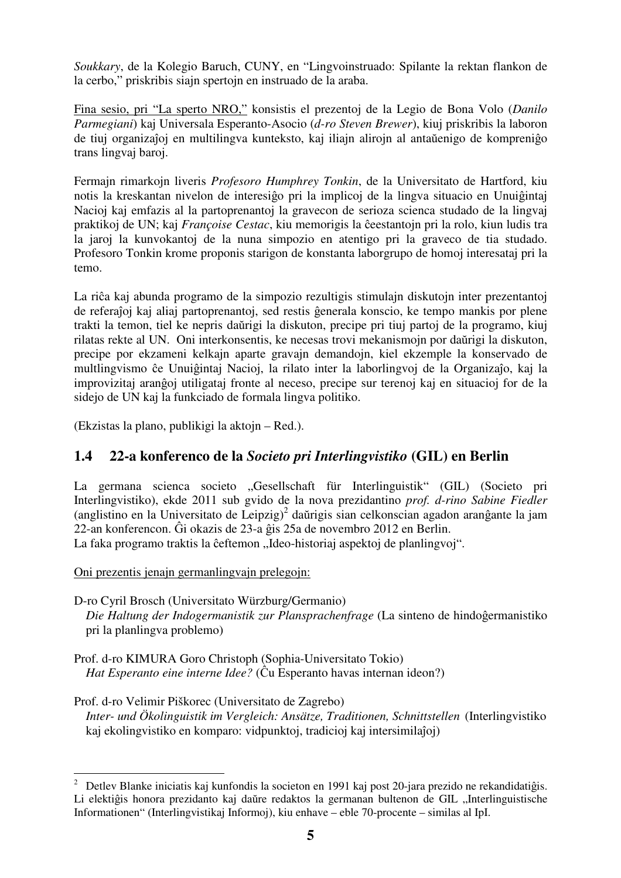*Soukkary*, de la Kolegio Baruch, CUNY, en "Lingvoinstruado: Spilante la rektan flankon de la cerbo," priskribis siajn spertojn en instruado de la araba.

Fina sesio, pri "La sperto NRO," konsistis el prezentoj de la Legio de Bona Volo (*Danilo Parmegiani*) kaj Universala Esperanto-Asocio (*d-ro Steven Brewer*), kiuj priskribis la laboron de tiuj organizaĵoj en multilingva kunteksto, kaj iliajn alirojn al antaŭenigo de kompreniĝo trans lingvaj baroj.

Fermajn rimarkojn liveris *Profesoro Humphrey Tonkin*, de la Universitato de Hartford, kiu notis la kreskantan nivelon de interesiĝo pri la implicoj de la lingva situacio en Unuiĝintaj Nacioj kaj emfazis al la partoprenantoj la gravecon de serioza scienca studado de la lingvaj praktikoj de UN; kaj *Françoise Cestac*, kiu memorigis la ĉeestantojn pri la rolo, kiun ludis tra la jaroj la kunvokantoj de la nuna simpozio en atentigo pri la graveco de tia studado. Profesoro Tonkin krome proponis starigon de konstanta laborgrupo de homoj interesataj pri la temo.

La riĉa kaj abunda programo de la simpozio rezultigis stimulajn diskutojn inter prezentantoj de referaĵoj kaj aliaj partoprenantoj, sed restis ĝenerala konscio, ke tempo mankis por plene trakti la temon, tiel ke nepris daŭrigi la diskuton, precipe pri tiuj partoj de la programo, kiuj rilatas rekte al UN. Oni interkonsentis, ke necesas trovi mekanismojn por daŭrigi la diskuton, precipe por ekzameni kelkajn aparte gravajn demandojn, kiel ekzemple la konservado de multlingvismo ĉe Unuiĝintaj Nacioj, la rilato inter la laborlingvoj de la Organizaĵo, kaj la improvizitaj aranĝoj utiligataj fronte al neceso, precipe sur terenoj kaj en situacioj for de la sidejo de UN kaj la funkciado de formala lingva politiko.

(Ekzistas la plano, publikigi la aktojn – Red.).

## 1.4 22-a konferenco de la *Societo pri Interlingvistiko* (GIL) en Berlin

La germana scienca societo „Gesellschaft für Interlinguistik" (GIL) (Societo pri Interlingvistiko), ekde 2011 sub gvido de la nova prezidantino *prof. d-rino Sabine Fiedler* (anglistino en la Universitato de Leipzig)[2] daŭrigis sian celkonscian agadon aranĝante la jam 22-an konferencon. Ĝi okazis de 23-a ĝis 25a de novembro 2012 en Berlin.
La faka programo traktis la ĉeftemon „Ideo-historiaj aspektoj de planlingvoj".

Oni prezentis jenajn germanlingvajn prelegojn:

D-ro Cyril Brosch (Universitato Würzburg/Germanio)
*Die Haltung der Indogermanistik zur Plansprachenfrage* (La sinteno de hindoĝermanistiko pri la planlingva problemo)

Prof. d-ro KIMURA Goro Christoph (Sophia-Universitato Tokio)
*Hat Esperanto eine interne Idee?* (Ĉu Esperanto havas internan ideon?)

Prof. d-ro Velimir Piškorec (Universitato de Zagrebo)
*Inter- und Ökolinguistik im Vergleich: Ansätze, Traditionen, Schnittstellen* (Interlingvistiko kaj ekolingvistiko en komparo: vidpunktoj, tradicioj kaj intersimilaĵoj)

---

[2] Detlev Blanke iniciatis kaj kunfondis la societon en 1991 kaj post 20-jara prezido ne rekandidatiĝis. Li elektiĝis honora prezidanto kaj daŭre redaktos la germanan bultenon de GIL „Interlinguistische Informationen" (Interlingvistikaj Informoj), kiu enhave – eble 70-procente – similas al IpI.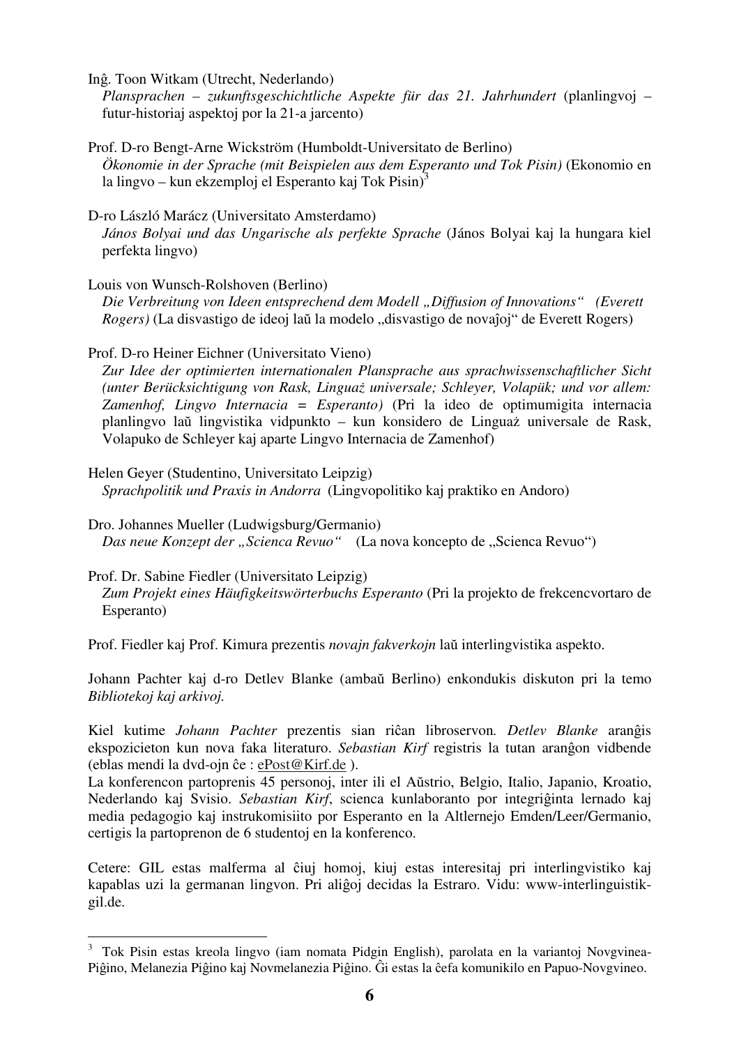Inĝ. Toon Witkam (Utrecht, Nederlando)
*Plansprachen – zukunftsgeschichtliche Aspekte für das 21. Jahrhundert* (planlingvoj – futur-historiaj aspektoj por la 21-a jarcento)

Prof. D-ro Bengt-Arne Wickström (Humboldt-Universitato de Berlino)
*Ökonomie in der Sprache (mit Beispielen aus dem Esperanto und Tok Pisin)* (Ekonomio en la lingvo – kun ekzemploj el Esperanto kaj Tok Pisin)[3]

D-ro László Marácz (Universitato Amsterdamo)
*János Bolyai und das Ungarische als perfekte Sprache* (János Bolyai kaj la hungara kiel perfekta lingvo)

Louis von Wunsch-Rolshoven (Berlino)
*Die Verbreitung von Ideen entsprechend dem Modell „Diffusion of Innovations" (Everett Rogers)* (La disvastigo de ideoj laŭ la modelo „disvastigo de novaĵoj" de Everett Rogers)

Prof. D-ro Heiner Eichner (Universitato Vieno)
*Zur Idee der optimierten internationalen Plansprache aus sprachwissenschaftlicher Sicht (unter Berücksichtigung von Rask, Linguaż universale; Schleyer, Volapük; und vor allem: Zamenhof, Lingvo Internacia = Esperanto)* (Pri la ideo de optimumigita internacia planlingvo laŭ lingvistika vidpunkto – kun konsidero de Linguaż universale de Rask, Volapuko de Schleyer kaj aparte Lingvo Internacia de Zamenhof)

Helen Geyer (Studentino, Universitato Leipzig)
*Sprachpolitik und Praxis in Andorra* (Lingvopolitiko kaj praktiko en Andoro)

Dro. Johannes Mueller (Ludwigsburg/Germanio)
*Das neue Konzept der „Scienca Revuo"* (La nova koncepto de „Scienca Revuo")

Prof. Dr. Sabine Fiedler (Universitato Leipzig)
*Zum Projekt eines Häufigkeitswörterbuchs Esperanto* (Pri la projekto de frekcencvortaro de Esperanto)

Prof. Fiedler kaj Prof. Kimura prezentis *novajn fakverkojn* laŭ interlingvistika aspekto.

Johann Pachter kaj d-ro Detlev Blanke (ambaŭ Berlino) enkondukis diskuton pri la temo *Bibliotekoj kaj arkivoj.*

Kiel kutime *Johann Pachter* prezentis sian riĉan libroservon. *Detlev Blanke* aranĝis ekspozicieton kun nova faka literaturo. *Sebastian Kirf* registris la tutan aranĝon vidbende (eblas mendi la dvd-ojn ĉe : ePost@Kirf.de ).
La konferencon partoprenis 45 personoj, inter ili el Aŭstrio, Belgio, Italio, Japanio, Kroatio, Nederlando kaj Svisio. *Sebastian Kirf*, scienca kunlaboranto por integriĝinta lernado kaj media pedagogio kaj instrukomisiito por Esperanto en la Altlernejo Emden/Leer/Germanio, certigis la partoprenon de 6 studentoj en la konferenco.

Cetere: GIL estas malferma al ĉiuj homoj, kiuj estas interesitaj pri interlingvistiko kaj kapablas uzi la germanan lingvon. Pri aliĝoj decidas la Estraro. Vidu: www-interlinguistik-gil.de.

---

[3] Tok Pisin estas kreola lingvo (iam nomata Pidgin English), parolata en la variantoj Novgvinea-Piĝino, Melanezia Piĝino kaj Novmelanezia Piĝino. Ĝi estas la ĉefa komunikilo en Papuo-Novgvineo.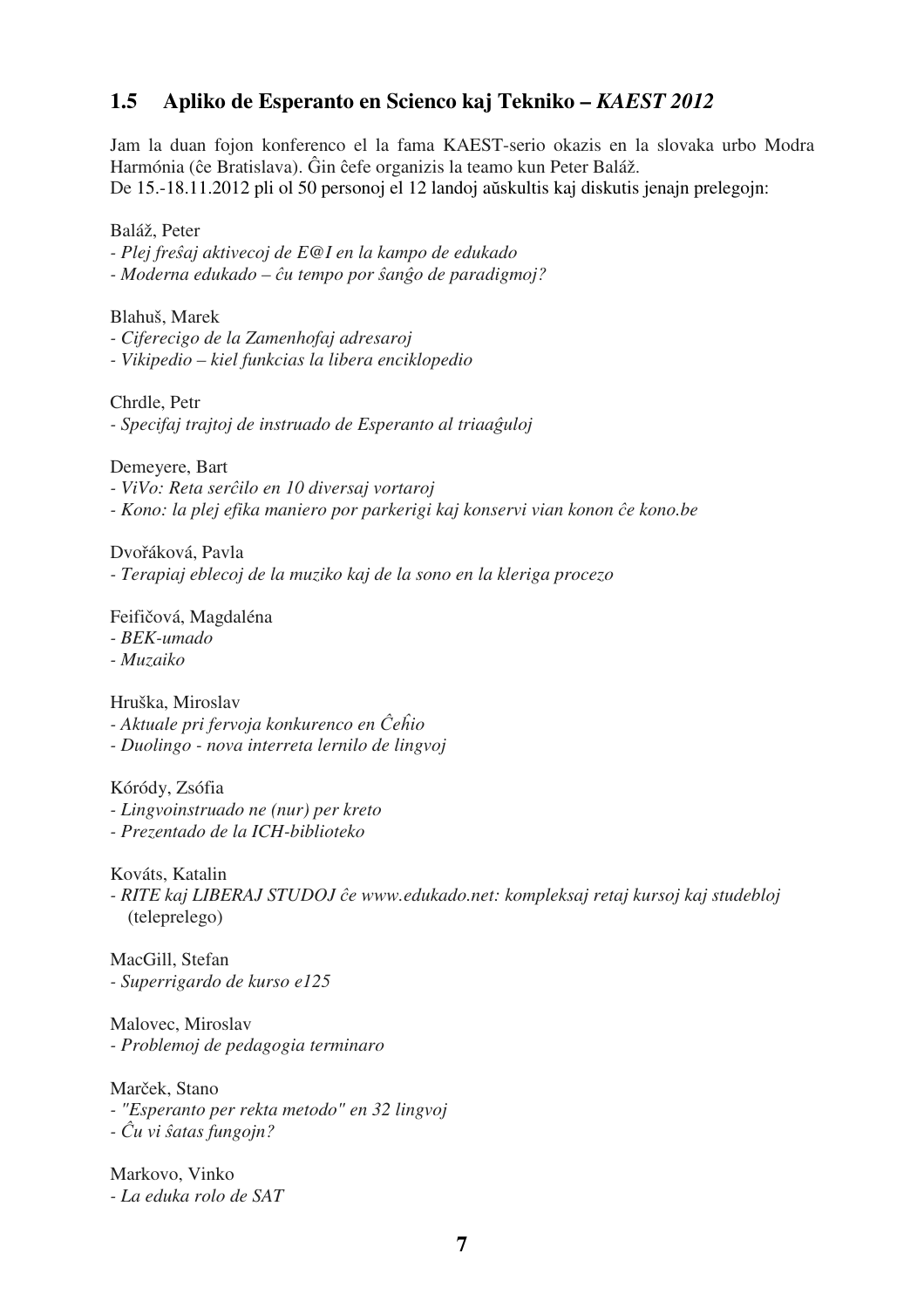## 1.5 Apliko de Esperanto en Scienco kaj Tekniko – *KAEST 2012*

Jam la duan fojon konferenco el la fama KAEST-serio okazis en la slovaka urbo Modra Harmónia (ĉe Bratislava). Ĝin ĉefe organizis la teamo kun Peter Baláž.
De 15.-18.11.2012 pli ol 50 personoj el 12 landoj aŭskultis kaj diskutis jenajn prelegojn:

Baláž, Peter
- *Plej freŝaj aktivecoj de E@I en la kampo de edukado*
- *Moderna edukado – ĉu tempo por ŝanĝo de paradigmoj?*

Blahuš, Marek
- *Ciferecigo de la Zamenhofaj adresaroj*
- *Vikipedio – kiel funkcias la libera enciklopedio*

Chrdle, Petr
- *Specifaj trajtoj de instruado de Esperanto al triaaĝuloj*

Demeyere, Bart
- *ViVo: Reta serĉilo en 10 diversaj vortaroj*
- *Kono: la plej efika maniero por parkerigi kaj konservi vian konon ĉe kono.be*

Dvořáková, Pavla
- *Terapiaj eblecoj de la muziko kaj de la sono en la kleriga procezo*

Feifičová, Magdaléna
- *BEK-umado*
- *Muzaiko*

Hruška, Miroslav
- *Aktuale pri fervoja konkurenco en Ĉeĥio*
- *Duolingo - nova interreta lernilo de lingvoj*

Kóródy, Zsófia
- *Lingvoinstruado ne (nur) per kreto*
- *Prezentado de la ICH-biblioteko*

Kováts, Katalin
- *RITE kaj LIBERAJ STUDOJ ĉe www.edukado.net: kompleksaj retaj kursoj kaj studebloj* (teleprelego)

MacGill, Stefan
- *Superrigardo de kurso e125*

Malovec, Miroslav
- *Problemoj de pedagogia terminaro*

Marček, Stano
- *"Esperanto per rekta metodo" en 32 lingvoj*
- *Ĉu vi ŝatas fungojn?*

Markovo, Vinko
- *La eduka rolo de SAT*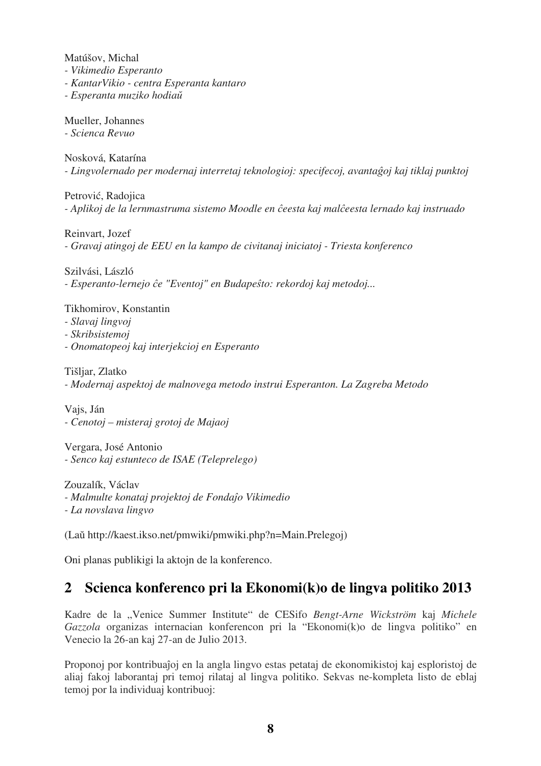Matúšov, Michal
- *Vikimedio Esperanto*
- *KantarVikio - centra Esperanta kantaro*
- *Esperanta muziko hodiaŭ*

Mueller, Johannes
- *Scienca Revuo*

Nosková, Katarína
- *Lingvolernado per modernaj interretaj teknologioj: specifecoj, avantaĝoj kaj tiklaj punktoj*

Petrović, Radojica
- *Aplikoj de la lernmastruma sistemo Moodle en ĉeesta kaj malĉeesta lernado kaj instruado*

Reinvart, Jozef
- *Gravaj atingoj de EEU en la kampo de civitanaj iniciatoj - Triesta konferenco*

Szilvási, László
- *Esperanto-lernejo ĉe "Eventoj" en Budapeŝto: rekordoj kaj metodoj...*

Tikhomirov, Konstantin
- *Slavaj lingvoj*
- *Skribsistemoj*
- *Onomatopeoj kaj interjekcioj en Esperanto*

Tišljar, Zlatko
- *Modernaj aspektoj de malnovega metodo instrui Esperanton. La Zagreba Metodo*

Vajs, Ján
- *Cenotoj – misteraj grotoj de Majaoj*

Vergara, José Antonio
- *Senco kaj estunteco de ISAE (Teleprelego)*

Zouzalík, Václav
- *Malmulte konataj projektoj de Fondaĵo Vikimedio*
- *La novslava lingvo*

(Laŭ http://kaest.ikso.net/pmwiki/pmwiki.php?n=Main.Prelegoj)

Oni planas publikigi la aktojn de la konferenco.

## 2 Scienca konferenco pri la Ekonomi(k)o de lingva politiko 2013

Kadre de la „Venice Summer Institute" de CESifo *Bengt-Arne Wickström* kaj *Michele Gazzola* organizas internacian konferencon pri la "Ekonomi(k)o de lingva politiko" en Venecio la 26-an kaj 27-an de Julio 2013.

Proponoj por kontribuaĵoj en la angla lingvo estas petataj de ekonomikistoj kaj esploristoj de aliaj fakoj laborantaj pri temoj rilataj al lingva politiko. Sekvas ne-kompleta listo de eblaj temoj por la individuaj kontribuoj: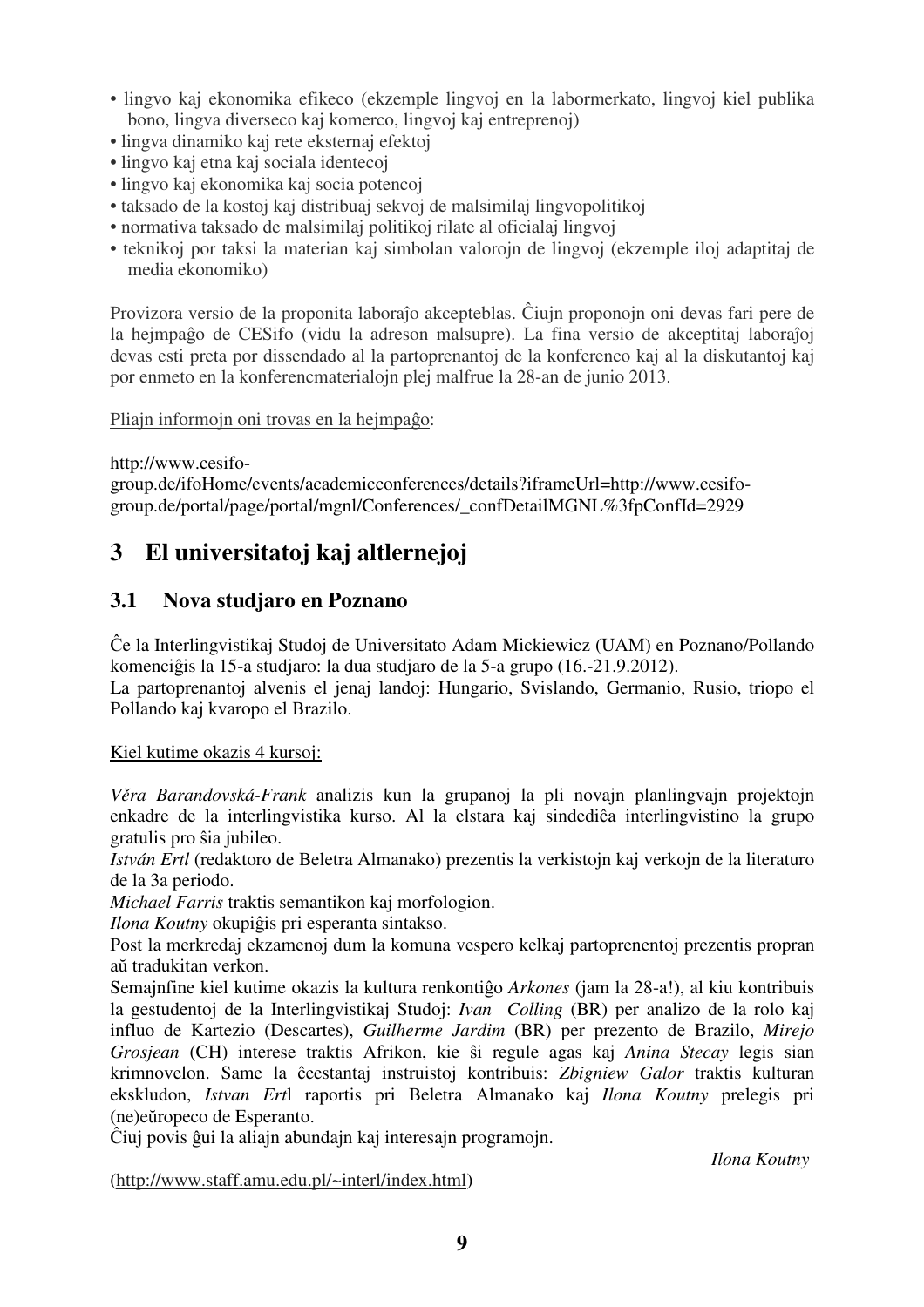- lingvo kaj ekonomika efikeco (ekzemple lingvoj en la labormerkato, lingvoj kiel publika bono, lingva diverseco kaj komerco, lingvoj kaj entreprenoj)
- lingva dinamiko kaj rete eksternaj efektoj
- lingvo kaj etna kaj sociala identecoj
- lingvo kaj ekonomika kaj socia potencoj
- taksado de la kostoj kaj distribuaj sekvoj de malsimilaj lingvopolitikoj
- normativa taksado de malsimilaj politikoj rilate al oficialaj lingvoj
- teknikoj por taksi la materian kaj simbolan valorojn de lingvoj (ekzemple iloj adaptitaj de media ekonomiko)

Provizora versio de la proponita laboraĵo akcepteblas. Ĉiujn proponojn oni devas fari pere de la hejmpaĝo de CESifo (vidu la adreson malsupre). La fina versio de akceptitaj laboraĵoj devas esti preta por dissendado al la partoprenantoj de la konferenco kaj al la diskutantoj kaj por enmeto en la konferencmaterialojn plej malfrue la 28-an de junio 2013.

Pliajn informojn oni trovas en la hejmpaĝo:

http://www.cesifo-group.de/ifoHome/events/academicconferences/details?iframeUrl=http://www.cesifo-group.de/portal/page/portal/mgnl/Conferences/_confDetailMGNL%3fpConfId=2929

# 3 El universitatoj kaj altlernejoj

## 3.1 Nova studjaro en Poznano

Ĉe la Interlingvistikaj Studoj de Universitato Adam Mickiewicz (UAM) en Poznano/Pollando komenciĝis la 15-a studjaro: la dua studjaro de la 5-a grupo (16.-21.9.2012).
La partoprenantoj alvenis el jenaj landoj: Hungario, Svislando, Germanio, Rusio, triopo el Pollando kaj kvaropo el Brazilo.

Kiel kutime okazis 4 kursoj:

*Věra Barandovská-Frank* analizis kun la grupanoj la pli novajn planlingvajn projektojn enkadre de la interlingvistika kurso. Al la elstara kaj sindediĉa interlingvistino la grupo gratulis pro ŝia jubileo.
*István Ertl* (redaktoro de Beletra Almanako) prezentis la verkistojn kaj verkojn de la literaturo de la 3a periodo.
*Michael Farris* traktis semantikon kaj morfologion.
*Ilona Koutny* okupiĝis pri esperanta sintakso.
Post la merkredaj ekzamenoj dum la komuna vespero kelkaj partoprenentoj prezentis propran aŭ tradukitan verkon.
Semajnfine kiel kutime okazis la kultura renkontiĝo *Arkones* (jam la 28-a!), al kiu kontribuis la gestudentoj de la Interlingvistikaj Studoj: *Ivan Colling* (BR) per analizo de la rolo kaj influo de Kartezio (Descartes), *Guilherme Jardim* (BR) per prezento de Brazilo, *Mirejo Grosjean* (CH) interese traktis Afrikon, kie ŝi regule agas kaj *Anina Stecay* legis sian krimnovelon. Same la ĉeestantaj instruistoj kontribuis: *Zbigniew Galor* traktis kulturan ekskludon, *Istvan Ertl* raportis pri Beletra Almanako kaj *Ilona Koutny* prelegis pri (ne)eŭropeco de Esperanto.
Ĉiuj povis ĝui la aliajn abundajn kaj interesajn programojn.

*Ilona Koutny*

(http://www.staff.amu.edu.pl/~interl/index.html)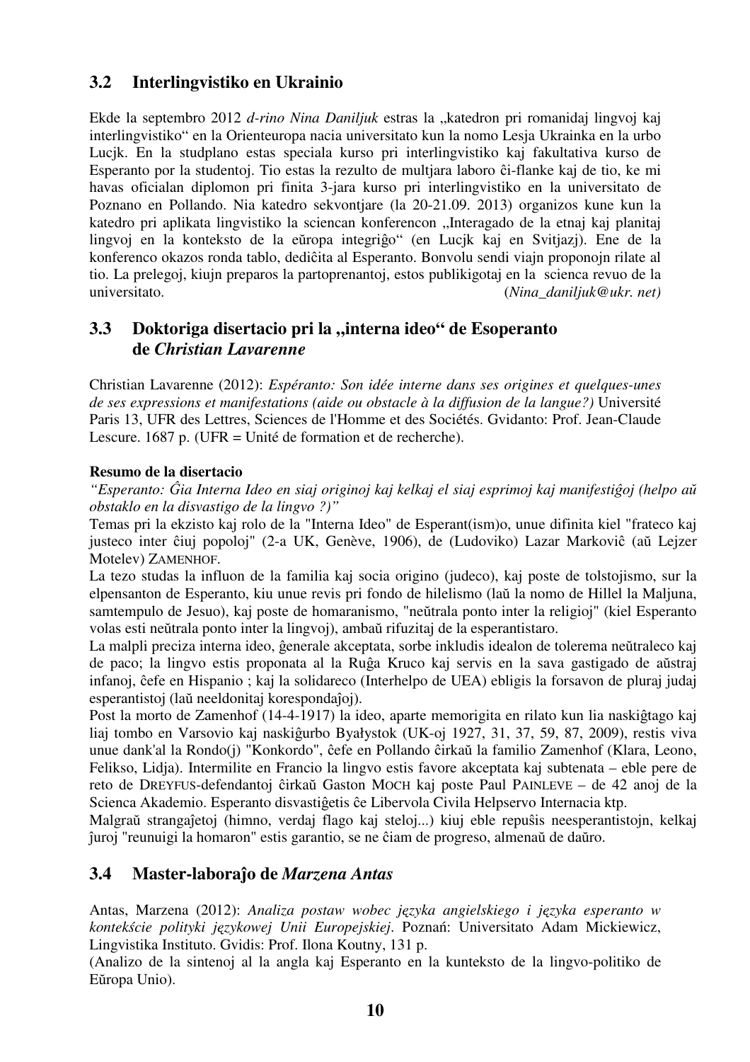## 3.2 Interlingvistiko en Ukrainio

Ekde la septembro 2012 *d-rino Nina Daniljuk* estras la „katedron pri romanidaj lingvoj kaj interlingvistiko“ en la Orienteuropa nacia universitato kun la nomo Lesja Ukrainka en la urbo Lucjk. En la studplano estas speciala kurso pri interlingvistiko kaj fakultativa kurso de Esperanto por la studentoj. Tio estas la rezulto de multjara laboro ĉi-flanke kaj de tio, ke mi havas oficialan diplomon pri finita 3-jara kurso pri interlingvistiko en la universitato de Poznano en Pollando. Nia katedro sekvontjare (la 20-21.09. 2013) organizos kune kun la katedro pri aplikata lingvistiko la sciencan konferencon „Interagado de la etnaj kaj planitaj lingvoj en la konteksto de la eŭropa integriĝo“ (en Lucjk kaj en Svitjazj). Ene de la konferenco okazos ronda tablo, dediĉita al Esperanto. Bonvolu sendi viajn proponojn rilate al tio. La prelegoj, kiujn preparos la partoprenantoj, estos publikigotaj en la science revuo de la universitato. (*Nina_daniljuk@ukr. net)*

## 3.3 Doktoriga disertacio pri la „interna ideo“ de Esoperanto de *Christian Lavarenne*

Christian Lavarenne (2012): *Espéranto: Son idée interne dans ses origines et quelques-unes de ses expressions et manifestations (aide ou obstacle à la diffusion de la langue?)* Université Paris 13, UFR des Lettres, Sciences de l'Homme et des Sociétés. Gvidanto: Prof. Jean-Claude Lescure. 1687 p. (UFR = Unité de formation et de recherche).

**Resumo de la disertacio**

*“Esperanto: Ĝia Interna Ideo en siaj originoj kaj kelkaj el siaj esprimoj kaj manifestiĝoj (helpo aŭ obstaklo en la disvastigo de la lingvo ?)”*

Temas pri la ekzisto kaj rolo de la "Interna Ideo" de Esperant(ism)o, unue difinita kiel "frateco kaj justeco inter ĉiuj popoloj" (2-a UK, Genève, 1906), de (Ludoviko) Lazar Markoviĉ (aŭ Lejzer Motelev) ZAMENHOF.

La tezo studas la influon de la familia kaj socia origino (judeco), kaj poste de tolstojismo, sur la elpensanton de Esperanto, kiu unue revis pri fondo de hilelismo (laŭ la nomo de Hillel la Maljuna, samtempulo de Jesuo), kaj poste de homaranismo, "neŭtrala ponto inter la religioj" (kiel Esperanto volas esti neŭtrala ponto inter la lingvoj), ambaŭ rifuzitaj de la esperantistaro.

La malpli preciza interna ideo, ĝenerale akceptata, sorbe inkludis idealon de tolerema neŭtraleco kaj de paco; la lingvo estis proponata al la Ruĝa Kruco kaj servis en la sava gastigado de aŭstraj infanoj, ĉefe en Hispanio ; kaj la solidareco (Interhelpo de UEA) ebligis la forsavon de pluraj judaj esperantistoj (laŭ neeldonitaj korespondaĵoj).

Post la morto de Zamenhof (14-4-1917) la ideo, aparte memorigita en rilato kun lia naskiĝtago kaj liaj tombo en Varsovio kaj naskiĝurbo Byałystok (UK-oj 1927, 31, 37, 59, 87, 2009), restis viva unue dank'al la Rondo(j) "Konkordo", ĉefe en Pollando ĉirkaŭ la familio Zamenhof (Klara, Leono, Felikso, Lidja). Intermilite en Francio la lingvo estis favore akceptata kaj subtenata – eble pere de reto de DREYFUS-defendantoj ĉirkaŭ Gaston MOCH kaj poste Paul PAINLEVE – de 42 anoj de la Scienca Akademio. Esperanto disvastiĝetis ĉe Libervola Civila Helpservo Internacia ktp.

Malgraŭ strangaĵetoj (himno, verdaj flago kaj steloj...) kiuj eble repuŝis neesperantistojn, kelkaj ĵuroj "reunuigi la homaron" estis garantio, se ne ĉiam de progreso, almenaŭ de daŭro.

## 3.4 Master-laboraĵo de *Marzena Antas*

Antas, Marzena (2012): *Analiza postaw wobec języka angielskiego i języka esperanto w kontekście polityki językowej Unii Europejskiej*. Poznań: Universitato Adam Mickiewicz, Lingvistika Instituto. Gvidis: Prof. Ilona Koutny, 131 p.

(Analizo de la sintenoj al la angla kaj Esperanto en la kunteksto de la lingvo-politiko de Eŭropa Unio).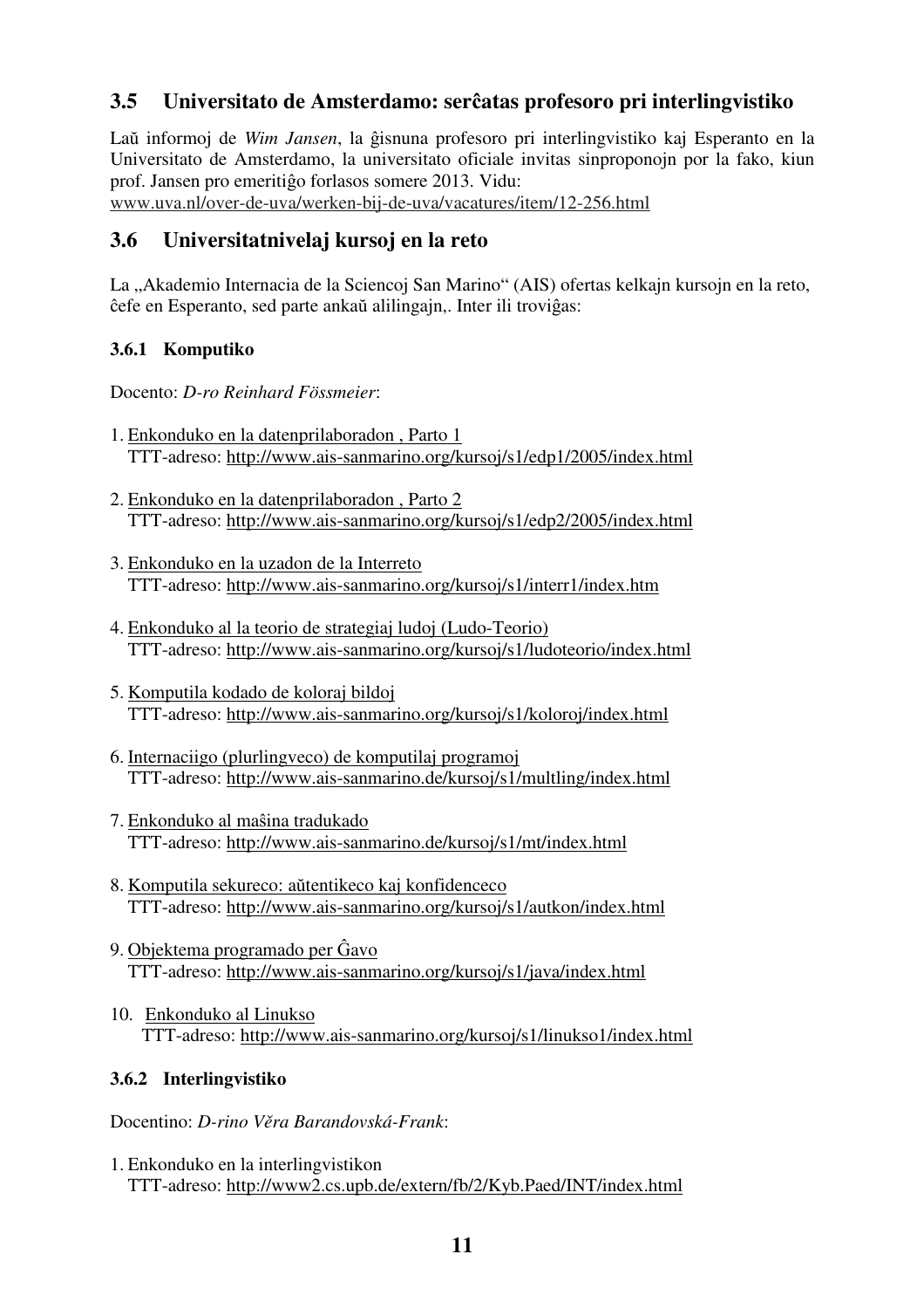## 3.5 Universitato de Amsterdamo: serĉatas profesoro pri interlingvistiko

Laŭ informoj de *Wim Jansen*, la ĝisnuna profesoro pri interlingvistiko kaj Esperanto en la Universitato de Amsterdamo, la universitato oficiale invitas sinproponojn por la fako, kiun prof. Jansen pro emeritiĝo forlasos somere 2013. Vidu:
www.uva.nl/over-de-uva/werken-bij-de-uva/vacatures/item/12-256.html

## 3.6 Universitatnivelaj kursoj en la reto

La „Akademio Internacia de la Sciencoj San Marino" (AIS) ofertas kelkajn kursojn en la reto, ĉefe en Esperanto, sed parte ankaŭ alilingajn,. Inter ili troviĝas:

### 3.6.1 Komputiko

Docento: *D-ro Reinhard Fössmeier*:

1. Enkonduko en la datenprilaboradon , Parto 1
   TTT-adreso: http://www.ais-sanmarino.org/kursoj/s1/edp1/2005/index.html

2. Enkonduko en la datenprilaboradon , Parto 2
   TTT-adreso: http://www.ais-sanmarino.org/kursoj/s1/edp2/2005/index.html

3. Enkonduko en la uzadon de la Interreto
   TTT-adreso: http://www.ais-sanmarino.org/kursoj/s1/interr1/index.htm

4. Enkonduko al la teorio de strategiaj ludoj (Ludo-Teorio)
   TTT-adreso: http://www.ais-sanmarino.org/kursoj/s1/ludoteorio/index.html

5. Komputila kodado de koloraj bildoj
   TTT-adreso: http://www.ais-sanmarino.org/kursoj/s1/koloroj/index.html

6. Internaciigo (plurlingveco) de komputilaj programoj
   TTT-adreso: http://www.ais-sanmarino.de/kursoj/s1/multling/index.html

7. Enkonduko al maŝina tradukado
   TTT-adreso: http://www.ais-sanmarino.de/kursoj/s1/mt/index.html

8. Komputila sekureco: aŭtentikeco kaj konfidenceco
   TTT-adreso: http://www.ais-sanmarino.org/kursoj/s1/autkon/index.html

9. Objektema programado per Ĝavo
   TTT-adreso: http://www.ais-sanmarino.org/kursoj/s1/java/index.html

10. Enkonduko al Linukso
    TTT-adreso: http://www.ais-sanmarino.org/kursoj/s1/linukso1/index.html

### 3.6.2 Interlingvistiko

Docentino: *D-rino Věra Barandovská-Frank*:

1. Enkonduko en la interlingvistikon
   TTT-adreso: http://www2.cs.upb.de/extern/fb/2/Kyb.Paed/INT/index.html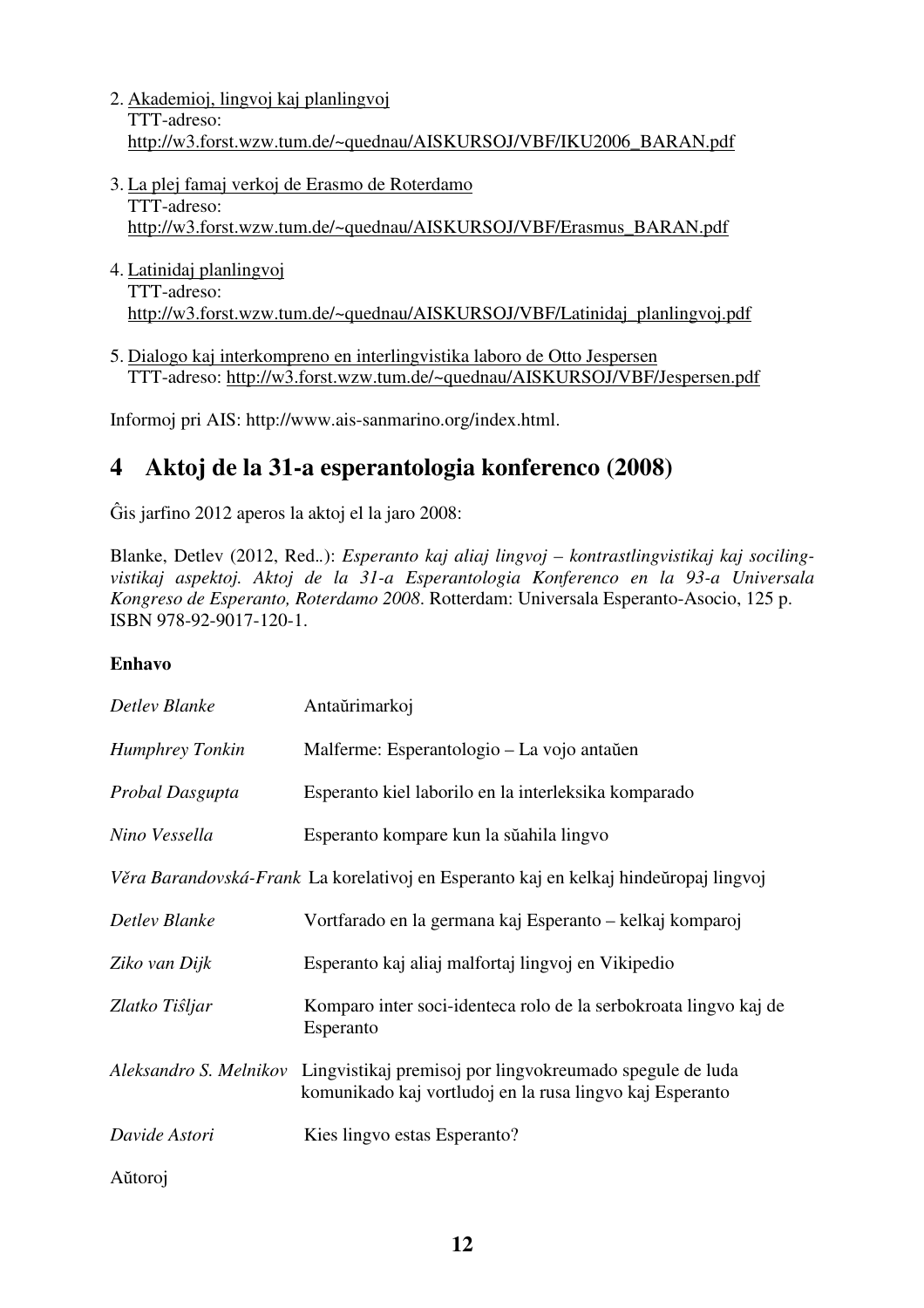2. Akademioj, lingvoj kaj planlingvoj
   TTT-adreso:
   http://w3.forst.wzw.tum.de/~quednau/AISKURSOJ/VBF/IKU2006_BARAN.pdf

3. La plej famaj verkoj de Erasmo de Roterdamo
   TTT-adreso:
   http://w3.forst.wzw.tum.de/~quednau/AISKURSOJ/VBF/Erasmus_BARAN.pdf

4. Latinidaj planlingvoj
   TTT-adreso:
   http://w3.forst.wzw.tum.de/~quednau/AISKURSOJ/VBF/Latinidaj_planlingvoj.pdf

5. Dialogo kaj interkompreno en interlingvistika laboro de Otto Jespersen
   TTT-adreso: http://w3.forst.wzw.tum.de/~quednau/AISKURSOJ/VBF/Jespersen.pdf

Informoj pri AIS: http://www.ais-sanmarino.org/index.html.

# 4 Aktoj de la 31-a esperantologia konferenco (2008)

Ĝis jarfino 2012 aperos la aktoj el la jaro 2008:

Blanke, Detlev (2012, Red..): *Esperanto kaj aliaj lingvoj – kontrastlingvistikaj kaj sociling-vistikaj aspektoj. Aktoj de la 31-a Esperantologia Konferenco en la 93-a Universala Kongreso de Esperanto, Roterdamo 2008*. Rotterdam: Universala Esperanto-Asocio, 125 p. ISBN 978-92-9017-120-1.

**Enhavo**

| | |
|---|---|
| *Detlev Blanke* | Antaŭrimarkoj |
| *Humphrey Tonkin* | Malferme: Esperantologio – La vojo antaŭen |
| *Probal Dasgupta* | Esperanto kiel laborilo en la interleksika komparado |
| *Nino Vessella* | Esperanto kompare kun la svahila lingvo |
| *Věra Barandovská-Frank* | La korelativoj en Esperanto kaj en kelkaj hindeŭropaj lingvoj |
| *Detlev Blanke* | Vortfarado en la germana kaj Esperanto – kelkaj komparoj |
| *Ziko van Dijk* | Esperanto kaj aliaj malfortaj lingvoj en Vikipedio |
| *Zlatko Tišljar* | Komparo inter soci-identeca rolo de la serbokroata lingvo kaj de Esperanto |
| *Aleksandro S. Melnikov* | Lingvistikaj premisoj por lingvokreumado spegule de luda komunikado kaj vortludoj en la rusa lingvo kaj Esperanto |
| *Davide Astori* | Kies lingvo estas Esperanto? |

Aŭtoroj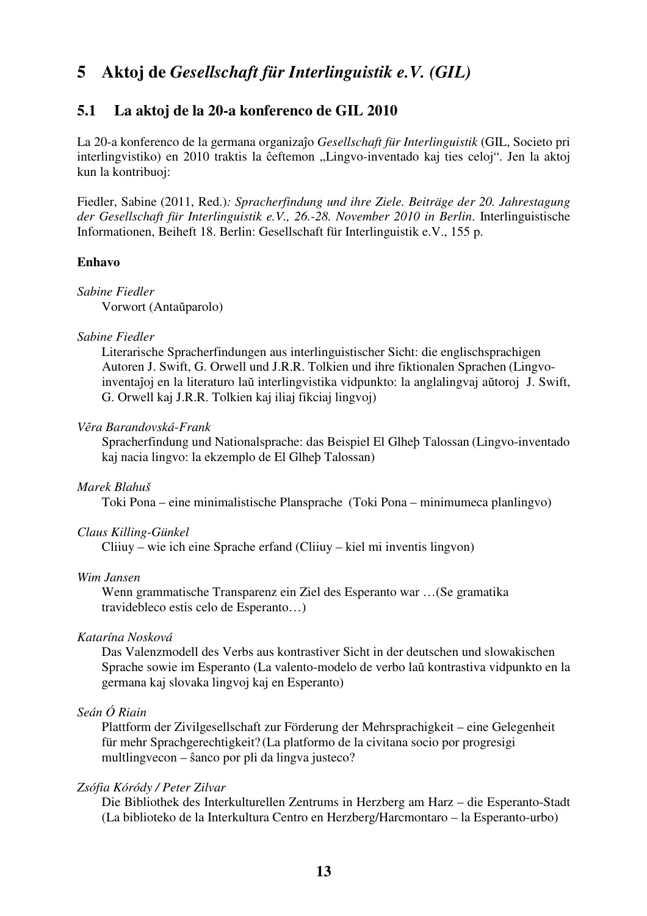## 5 Aktoj de *Gesellschaft für Interlinguistik e.V. (GIL)*

### 5.1 La aktoj de la 20-a konferenco de GIL 2010

La 20-a konferenco de la germana organizaĵo *Gesellschaft für Interlinguistik* (GIL, Societo pri interlingvistiko) en 2010 traktis la ĉeftemon „Lingvo-inventado kaj ties celoj". Jen la aktoj kun la kontribuoj:

Fiedler, Sabine (2011, Red.)*: Spracherfindung und ihre Ziele. Beiträge der 20. Jahrestagung der Gesellschaft für Interlinguistik e.V., 26.-28. November 2010 in Berlin*. Interlinguistische Informationen, Beiheft 18. Berlin: Gesellschaft für Interlinguistik e.V., 155 p.

**Enhavo**

*Sabine Fiedler*
Vorwort (Antaŭparolo)

*Sabine Fiedler*
Literarische Spracherfindungen aus interlinguistischer Sicht: die englischsprachigen Autoren J. Swift, G. Orwell und J.R.R. Tolkien und ihre fiktionalen Sprachen (Lingvo-inventaĵoj en la literaturo laŭ interlingvistika vidpunkto: la anglalingvaj aŭtoroj J. Swift, G. Orwell kaj J.R.R. Tolkien kaj iliaj fikciaj lingvoj)

*Věra Barandovská-Frank*
Spracherfindung und Nationalsprache: das Beispiel El Glheþ Talossan (Lingvo-inventado kaj nacia lingvo: la ekzemplo de El Glheþ Talossan)

*Marek Blahuš*
Toki Pona – eine minimalistische Plansprache (Toki Pona – minimumeca planlingvo)

*Claus Killing-Günkel*
Cliiuy – wie ich eine Sprache erfand (Cliiuy – kiel mi inventis lingvon)

*Wim Jansen*
Wenn grammatische Transparenz ein Ziel des Esperanto war …(Se gramatika travidebleco estis celo de Esperanto…)

*Katarína Nosková*
Das Valenzmodell des Verbs aus kontrastiver Sicht in der deutschen und slowakischen Sprache sowie im Esperanto (La valento-modelo de verbo laŭ kontrastiva vidpunkto en la germana kaj slovaka lingvoj kaj en Esperanto)

*Seán Ó Riain*
Plattform der Zivilgesellschaft zur Förderung der Mehrsprachigkeit – eine Gelegenheit für mehr Sprachgerechtigkeit? (La platformo de la civitana socio por progresigi multlingvecon – ŝanco por pli da lingva justeco?

*Zsófia Kóródy / Peter Zilvar*
Die Bibliothek des Interkulturellen Zentrums in Herzberg am Harz – die Esperanto-Stadt (La biblioteko de la Interkultura Centro en Herzberg/Harcmontaro – la Esperanto-urbo)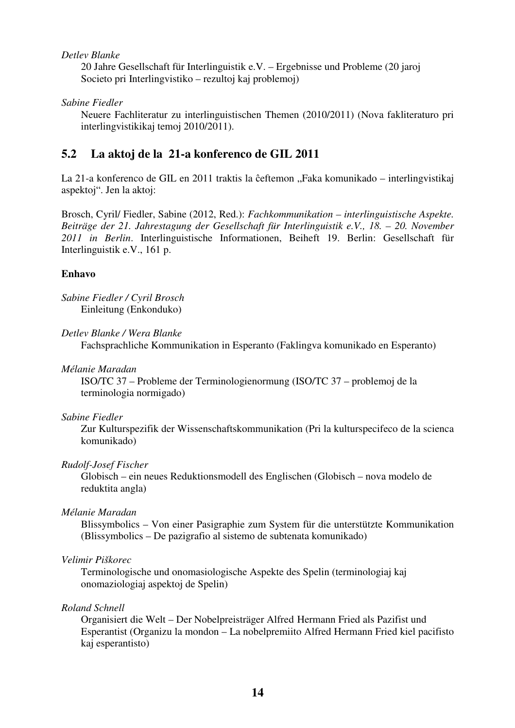*Detlev Blanke*

20 Jahre Gesellschaft für Interlinguistik e.V. – Ergebnisse und Probleme (20 jaroj Societo pri Interlingvistiko – rezultoj kaj problemoj)

*Sabine Fiedler*

Neuere Fachliteratur zu interlinguistischen Themen (2010/2011) (Nova fakliteraturo pri interlingvistikikaj temoj 2010/2011).

## 5.2 La aktoj de la 21-a konferenco de GIL 2011

La 21-a konferenco de GIL en 2011 traktis la ĉeftemon „Faka komunikado – interlingvistikaj aspektoj". Jen la aktoj:

Brosch, Cyril/ Fiedler, Sabine (2012, Red.): *Fachkommunikation – interlinguistische Aspekte. Beiträge der 21. Jahrestagung der Gesellschaft für Interlinguistik e.V., 18. – 20. November 2011 in Berlin*. Interlinguistische Informationen, Beiheft 19. Berlin: Gesellschaft für Interlinguistik e.V., 161 p.

**Enhavo**

*Sabine Fiedler / Cyril Brosch*

Einleitung (Enkonduko)

*Detlev Blanke / Wera Blanke*

Fachsprachliche Kommunikation in Esperanto (Faklingva komunikado en Esperanto)

*Mélanie Maradan*

ISO/TC 37 – Probleme der Terminologienormung (ISO/TC 37 – problemoj de la terminologia normigado)

*Sabine Fiedler*

Zur Kulturspezifik der Wissenschaftskommunikation (Pri la kulturspecifeco de la scienca komunikado)

*Rudolf-Josef Fischer*

Globisch – ein neues Reduktionsmodell des Englischen (Globisch – nova modelo de reduktita angla)

*Mélanie Maradan*

Blissymbolics – Von einer Pasigraphie zum System für die unterstützte Kommunikation (Blissymbolics – De pazigrafio al sistemo de subtenata komunikado)

*Velimir Piškorec*

Terminologische und onomasiologische Aspekte des Spelin (terminologiaj kaj onomaziologiaj aspektoj de Spelin)

*Roland Schnell*

Organisiert die Welt – Der Nobelpreisträger Alfred Hermann Fried als Pazifist und Esperantist (Organizu la mondon – La nobelpremiito Alfred Hermann Fried kiel pacifisto kaj esperantisto)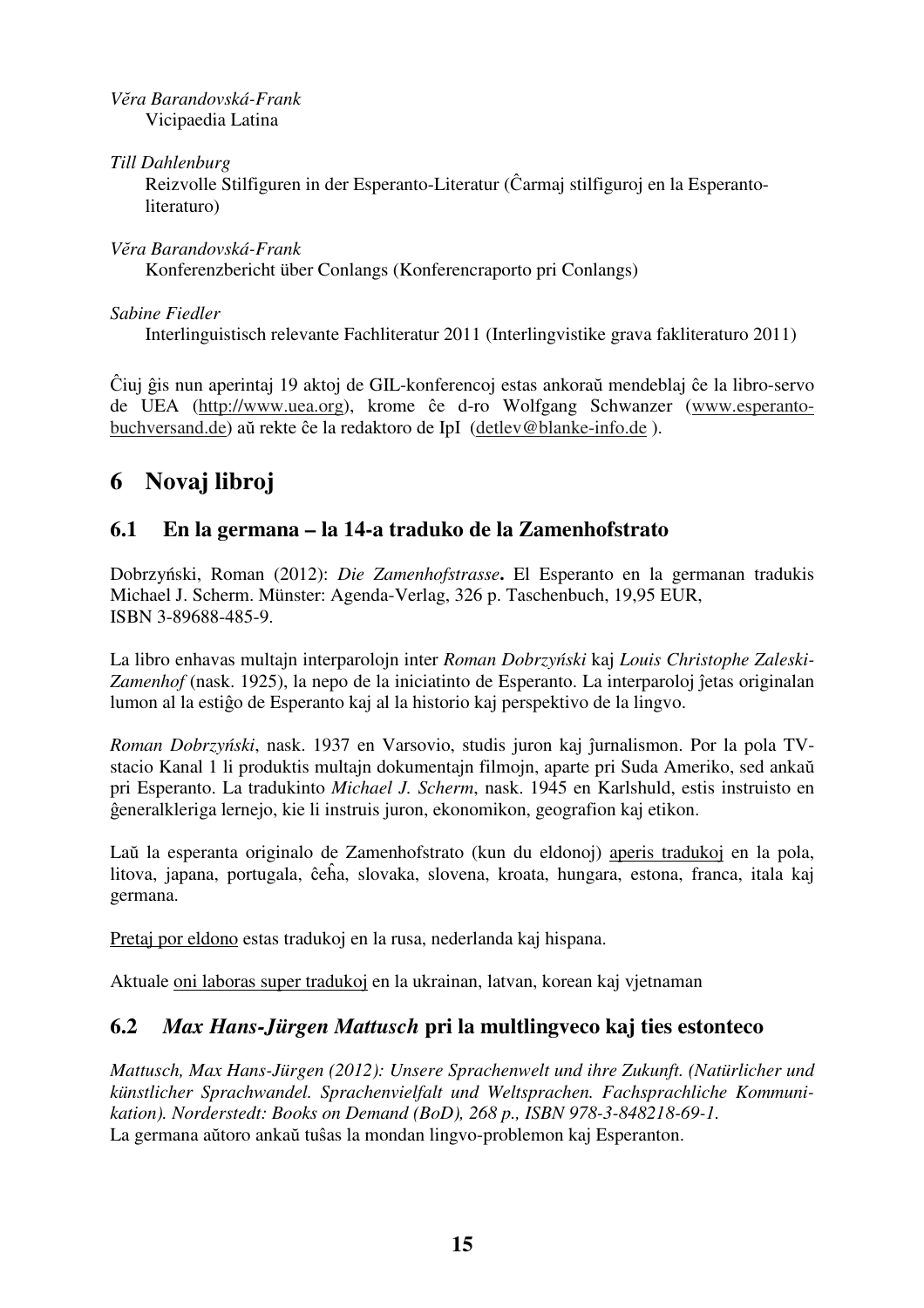*Věra Barandovská-Frank*
Vicipaedia Latina

*Till Dahlenburg*
Reizvolle Stilfiguren in der Esperanto-Literatur (Ĉarmaj stilfiguroj en la Esperanto-literaturo)

*Věra Barandovská-Frank*
Konferenzbericht über Conlangs (Konferencraporto pri Conlangs)

*Sabine Fiedler*
Interlinguistisch relevante Fachliteratur 2011 (Interlingvistike grava fakliteraturo 2011)

Ĉiuj ĝis nun aperintaj 19 aktoj de GIL-konferencoj estas ankoraŭ mendeblaj ĉe la libro-servo de UEA (http://www.uea.org), krome ĉe d-ro Wolfgang Schwanzer (www.esperanto-buchversand.de) aŭ rekte ĉe la redaktoro de IpI (detlev@blanke-info.de ).

# 6 Novaj libroj

## 6.1 En la germana – la 14-a traduko de la Zamenhofstrato

Dobrzyński, Roman (2012): *Die Zamenhofstrasse***.** El Esperanto en la germanan tradukis Michael J. Scherm. Münster: Agenda-Verlag, 326 p. Taschenbuch, 19,95 EUR, ISBN 3-89688-485-9.

La libro enhavas multajn interparolojn inter *Roman Dobrzyński* kaj *Louis Christophe Zaleski-Zamenhof* (nask. 1925), la nepo de la iniciatinto de Esperanto. La interparoloj ĵetas originalan lumon al la estiĝo de Esperanto kaj al la historio kaj perspektivo de la lingvo.

*Roman Dobrzyński*, nask. 1937 en Varsovio, studis juron kaj ĵurnalismon. Por la pola TV-stacio Kanal 1 li produktis multajn dokumentajn filmojn, aparte pri Suda Ameriko, sed ankaŭ pri Esperanto. La tradukinto *Michael J. Scherm*, nask. 1945 en Karlshuld, estis instruisto en ĝeneralkleriga lernejo, kie li instruis juron, ekonomikon, geografion kaj etikon.

Laŭ la esperanta originalo de Zamenhofstrato (kun du eldonoj) aperis tradukoj en la pola, litova, japana, portugala, ĉeĥa, slovaka, slovena, kroata, hungara, estona, franca, itala kaj germana.

Pretaj por eldono estas tradukoj en la rusa, nederlanda kaj hispana.

Aktuale oni laboras super tradukoj en la ukrainan, latvan, korean kaj vjetnaman

## 6.2 *Max Hans-Jürgen Mattusch* pri la multlingveco kaj ties estonteco

*Mattusch, Max Hans-Jürgen (2012): Unsere Sprachenwelt und ihre Zukunft. (Natürlicher und künstlicher Sprachwandel. Sprachenvielfalt und Weltsprachen. Fachsprachliche Kommunikation). Norderstedt: Books on Demand (BoD), 268 p., ISBN 978-3-848218-69-1.*
La germana aŭtoro ankaŭ tuŝas la mondan lingvo-problemon kaj Esperanton.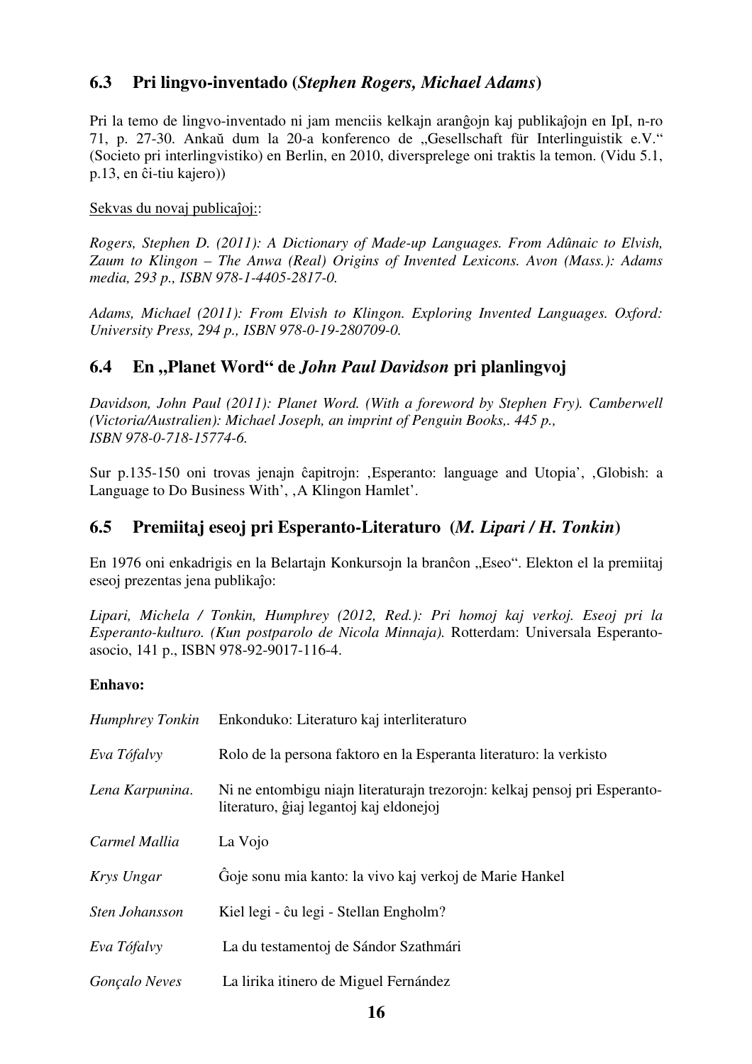## 6.3 Pri lingvo-inventado (*Stephen Rogers, Michael Adams*)

Pri la temo de lingvo-inventado ni jam menciis kelkajn aranĝojn kaj publikaĵojn en IpI, n-ro 71, p. 27-30. Ankaŭ dum la 20-a konferenco de „Gesellschaft für Interlinguistik e.V." (Societo pri interlingvistiko) en Berlin, en 2010, diversprelege oni traktis la temon. (Vidu 5.1, p.13, en ĉi-tiu kajero))

Sekvas du novaj publicaĵoj::

*Rogers, Stephen D. (2011): A Dictionary of Made-up Languages. From Adûnaic to Elvish, Zaum to Klingon – The Anwa (Real) Origins of Invented Lexicons. Avon (Mass.): Adams media, 293 p., ISBN 978-1-4405-2817-0.*

*Adams, Michael (2011): From Elvish to Klingon. Exploring Invented Languages. Oxford: University Press, 294 p., ISBN 978-0-19-280709-0.*

## 6.4 En „Planet Word" de *John Paul Davidson* pri planlingvoj

*Davidson, John Paul (2011): Planet Word. (With a foreword by Stephen Fry). Camberwell (Victoria/Australien): Michael Joseph, an imprint of Penguin Books,. 445 p., ISBN 978-0-718-15774-6.*

Sur p.135-150 oni trovas jenajn ĉapitrojn: ‚Esperanto: language and Utopia', ‚Globish: a Language to Do Business With', ‚A Klingon Hamlet'.

## 6.5 Premiitaj eseoj pri Esperanto-Literaturo (*M. Lipari / H. Tonkin*)

En 1976 oni enkadrigis en la Belartajn Konkursojn la branĉon „Eseo". Elekton el la premiitaj eseoj prezentas jena publikaĵo:

*Lipari, Michela / Tonkin, Humphrey (2012, Red.): Pri homoj kaj verkoj. Eseoj pri la Esperanto-kulturo. (Kun postparolo de Nicola Minnaja).* Rotterdam: Universala Esperanto-asocio, 141 p., ISBN 978-92-9017-116-4.

**Enhavo:**

| | |
|---|---|
| *Humphrey Tonkin* | Enkonduko: Literaturo kaj interliteraturo |
| *Eva Tófalvy* | Rolo de la persona faktoro en la Esperanta literaturo: la verkisto |
| *Lena Karpunina.* | Ni ne entombigu niajn literaturajn trezorojn: kelkaj pensoj pri Esperanto-literaturo, ĝiaj legantoj kaj eldonejoj |
| *Carmel Mallia* | La Vojo |
| *Krys Ungar* | Ĝoje sonu mia kanto: la vivo kaj verkoj de Marie Hankel |
| *Sten Johansson* | Kiel legi - ĉu legi - Stellan Engholm? |
| *Eva Tófalvy* | La du testamentoj de Sándor Szathmári |
| *Gonçalo Neves* | La lirika itinero de Miguel Fernández |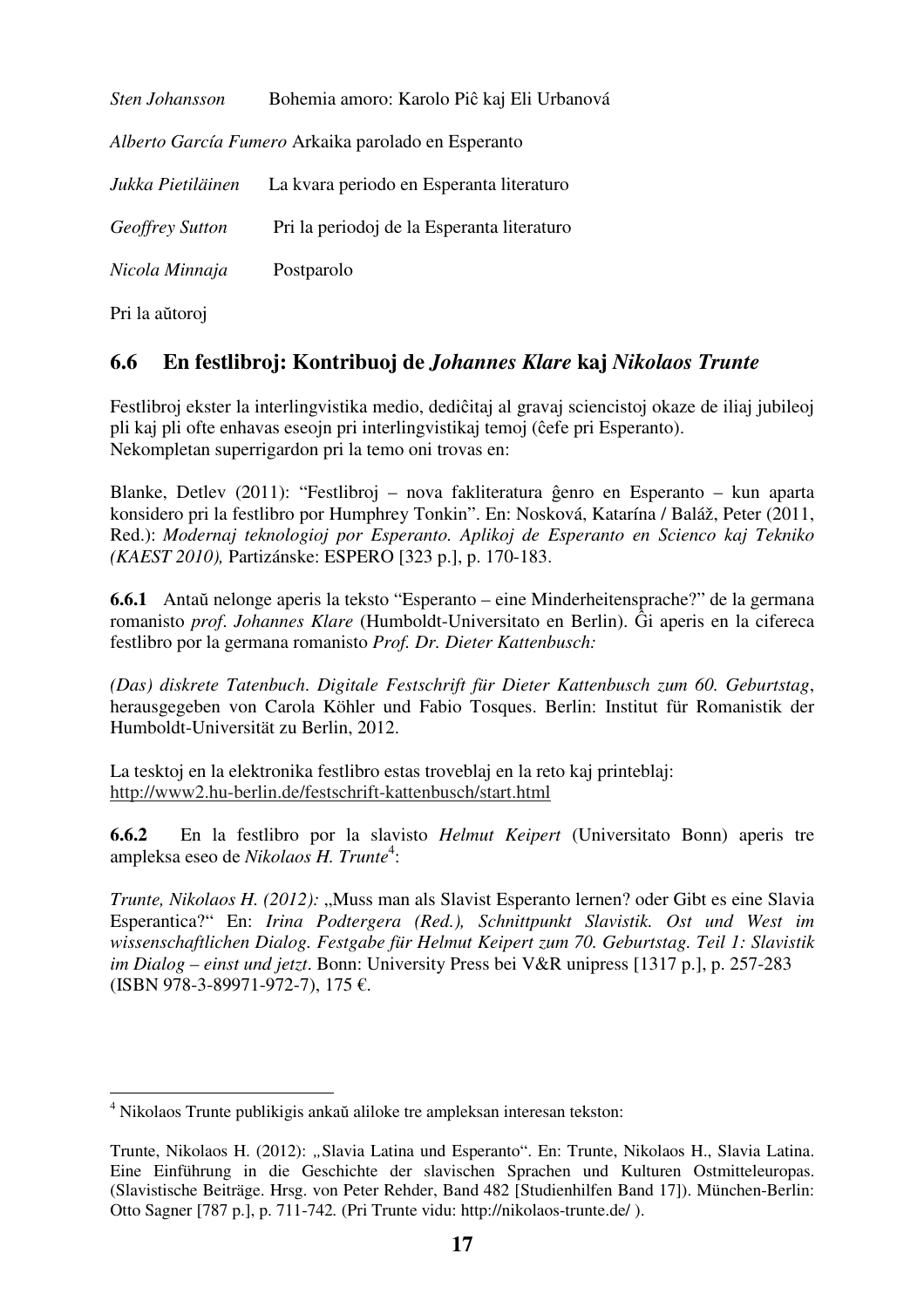*Sten Johansson* Bohemia amoro: Karolo Piĉ kaj Eli Urbanová

*Alberto García Fumero* Arkaika parolado en Esperanto

*Jukka Pietiläinen* La kvara periodo en Esperanta literaturo

*Geoffrey Sutton* Pri la periodoj de la Esperanta literaturo

*Nicola Minnaja* Postparolo

Pri la aŭtoroj

## 6.6 En festlibroj: Kontribuoj de *Johannes Klare* kaj *Nikolaos Trunte*

Festlibroj ekster la interlingvistika medio, dediĉitaj al gravaj sciencistoj okaze de iliaj jubileoj pli kaj pli ofte enhavas eseojn pri interlingvistikaj temoj (ĉefe pri Esperanto).
Nekompletan superrigardon pri la temo oni trovas en:

Blanke, Detlev (2011): "Festlibroj – nova fakliteratura ĝenro en Esperanto – kun aparta konsidero pri la festlibro por Humphrey Tonkin". En: Nosková, Katarína / Baláž, Peter (2011, Red.): *Modernaj teknologioj por Esperanto. Aplikoj de Esperanto en Scienco kaj Tekniko (KAEST 2010),* Partizánske: ESPERO [323 p.], p. 170-183.

**6.6.1** Antaŭ nelonge aperis la teksto "Esperanto – eine Minderheitensprache?" de la germana romanisto *prof. Johannes Klare* (Humboldt-Universitato en Berlin). Ĝi aperis en la cifereca festlibro por la germana romanisto *Prof. Dr. Dieter Kattenbusch:*

*(Das) diskrete Tatenbuch. Digitale Festschrift für Dieter Kattenbusch zum 60. Geburtstag*, herausgegeben von Carola Köhler und Fabio Tosques. Berlin: Institut für Romanistik der Humboldt-Universität zu Berlin, 2012.

La tesktoj en la elektronika festlibro estas troveblaj en la reto kaj printeblaj: http://www2.hu-berlin.de/festschrift-kattenbusch/start.html

**6.6.2** En la festlibro por la slavisto *Helmut Keipert* (Universitato Bonn) aperis tre ampleksa eseo de *Nikolaos H. Trunte*[4]:

*Trunte, Nikolaos H. (2012):* „Muss man als Slavist Esperanto lernen? oder Gibt es eine Slavia Esperantica?" En: *Irina Podtergera (Red.), Schnittpunkt Slavistik. Ost und West im wissenschaftlichen Dialog. Festgabe für Helmut Keipert zum 70. Geburtstag. Teil 1: Slavistik im Dialog – einst und jetzt*. Bonn: University Press bei V&R unipress [1317 p.], p. 257-283 (ISBN 978-3-89971-972-7), 175 €.

---

[4] Nikolaos Trunte publikigis ankaŭ aliloke tre ampleksan interesan tekston:

Trunte, Nikolaos H. (2012): „Slavia Latina und Esperanto". En: Trunte, Nikolaos H., Slavia Latina. Eine Einführung in die Geschichte der slavischen Sprachen und Kulturen Ostmitteleuropas. (Slavistische Beiträge. Hrsg. von Peter Rehder, Band 482 [Studienhilfen Band 17]). München-Berlin: Otto Sagner [787 p.], p. 711-742. (Pri Trunte vidu: http://nikolaos-trunte.de/ ).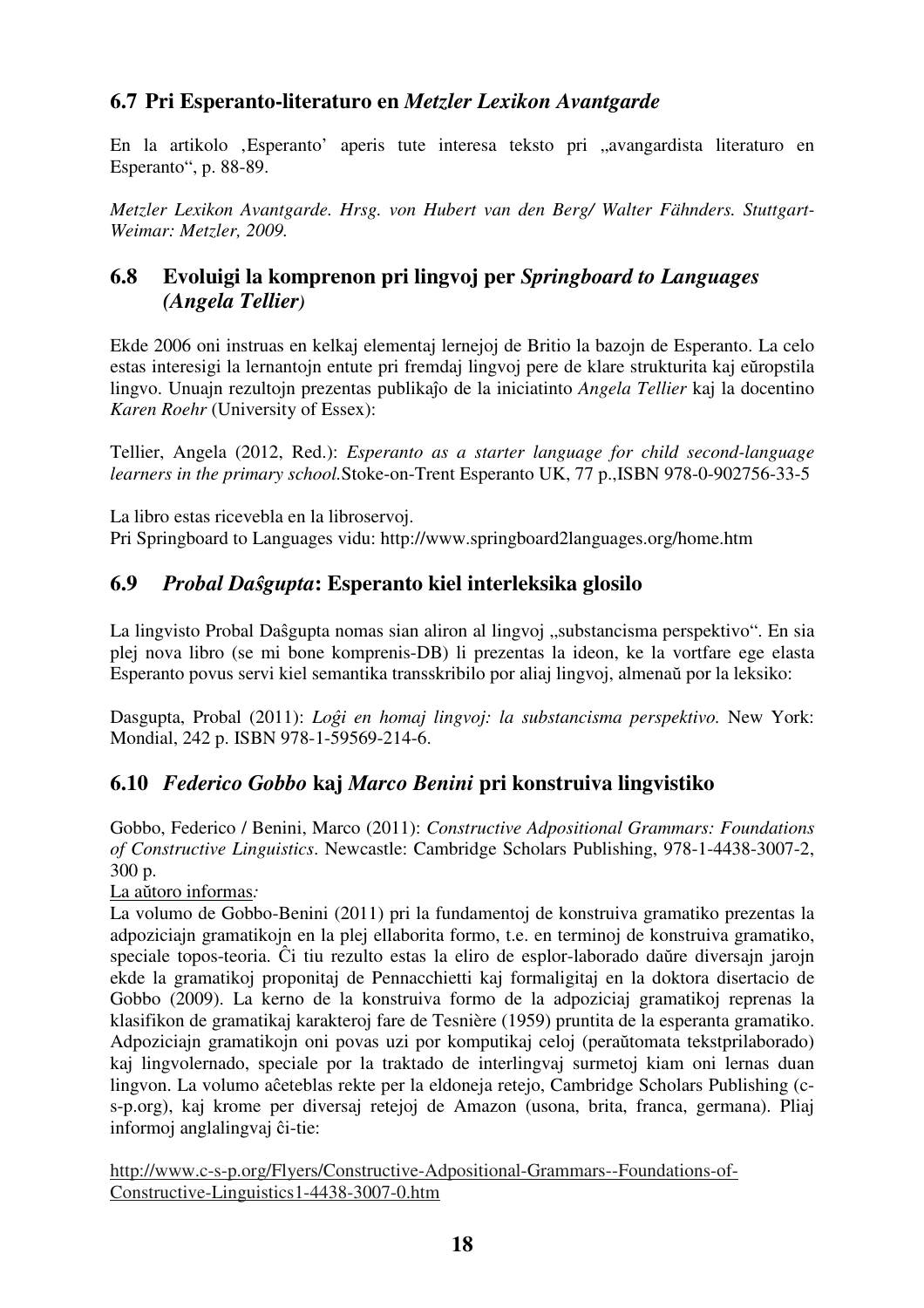## 6.7 Pri Esperanto-literaturo en *Metzler Lexikon Avantgarde*

En la artikolo ‚Esperanto' aperis tute interesa teksto pri „avangardista literaturo en Esperanto", p. 88-89.

*Metzler Lexikon Avantgarde. Hrsg. von Hubert van den Berg/ Walter Fähnders. Stuttgart-Weimar: Metzler, 2009.*

## 6.8 Evoluigi la komprenon pri lingvoj per *Springboard to Languages (Angela Tellier)*

Ekde 2006 oni instruas en kelkaj elementaj lernejoj de Britio la bazojn de Esperanto. La celo estas interesigi la lernantojn entute pri fremdaj lingvoj pere de klare strukturita kaj eŭropstila lingvo. Unuajn rezultojn prezentas publikaĵo de la iniciatinto *Angela Tellier* kaj la docentino *Karen Roehr* (University of Essex):

Tellier, Angela (2012, Red.): *Esperanto as a starter language for child second-language learners in the primary school.*Stoke-on-Trent Esperanto UK, 77 p.,ISBN 978-0-902756-33-5

La libro estas ricevebla en la libroservoj.
Pri Springboard to Languages vidu: http://www.springboard2languages.org/home.htm

## 6.9 *Probal Daŝgupta*: Esperanto kiel interleksika glosilo

La lingvisto Probal Daŝgupta nomas sian aliron al lingvoj „substancisma perspektivo". En sia plej nova libro (se mi bone komprenis-DB) li prezentas la ideon, ke la vortfare ege elasta Esperanto povus servi kiel semantika transskribilo por aliaj lingvoj, almenaŭ por la leksiko:

Dasgupta, Probal (2011): *Loĝi en homaj lingvoj: la substancisma perspektivo.* New York: Mondial, 242 p. ISBN 978-1-59569-214-6.

## 6.10 *Federico Gobbo* kaj *Marco Benini* pri konstruiva lingvistiko

Gobbo, Federico / Benini, Marco (2011): *Constructive Adpositional Grammars: Foundations of Constructive Linguistics*. Newcastle: Cambridge Scholars Publishing, 978-1-4438-3007-2, 300 p.

La aŭtoro informas*:*

La volumo de Gobbo-Benini (2011) pri la fundamentoj de konstruiva gramatiko prezentas la adpoziciajn gramatikojn en la plej ellaborita formo, t.e. en terminoj de konstruiva gramatiko, speciale topos-teoria. Ĉi tiu rezulto estas la eliro de esplor-laborado daŭre diversajn jarojn ekde la gramatikoj proponitaj de Pennacchietti kaj formaligitaj en la doktora disertacio de Gobbo (2009). La kerno de la konstruiva formo de la adpoziciaj gramatikoj reprenas la klasifikon de gramatikaj karakteroj fare de Tesnière (1959) pruntita de la esperanta gramatiko. Adpoziciajn gramatikojn oni povas uzi por komputikaj celoj (peraŭtomata tekstprilaborado) kaj lingvolernado, speciale por la traktado de interlingvaj surmetoj kiam oni lernas duan lingvon. La volumo aĉeteblas rekte per la eldoneja retejo, Cambridge Scholars Publishing (c-s-p.org), kaj krome per diversaj retejoj de Amazon (usona, brita, franca, germana). Pliaj informoj anglalingvaj ĉi-tie:

http://www.c-s-p.org/Flyers/Constructive-Adpositional-Grammars--Foundations-of-Constructive-Linguistics1-4438-3007-0.htm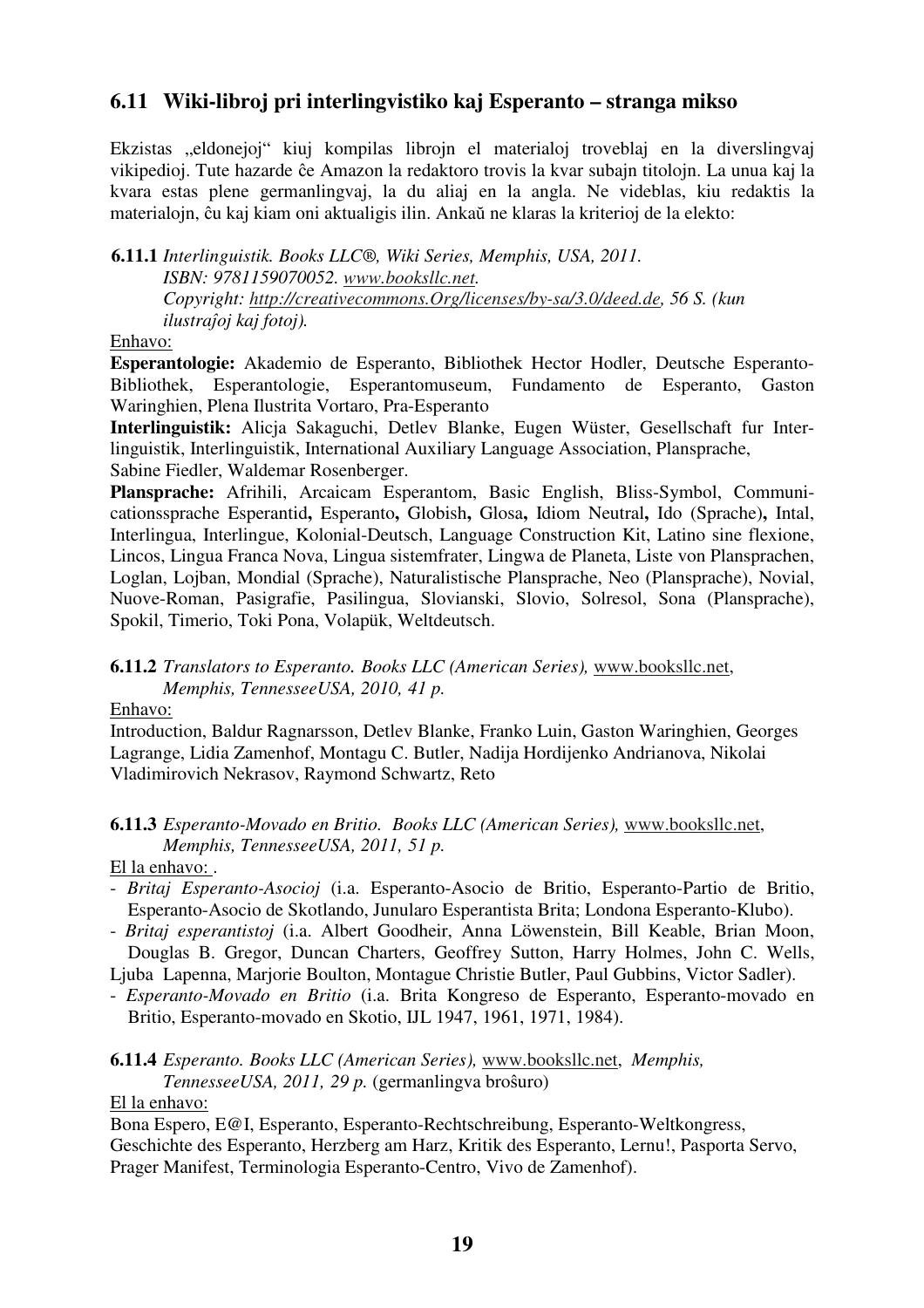## 6.11 Wiki-libroj pri interlingvistiko kaj Esperanto – stranga mikso

Ekzistas „eldonejoj" kiuj kompilas librojn el materialoj troveblaj en la diverslingvaj vikipedioj. Tute hazarde ĉe Amazon la redaktoro trovis la kvar subajn titolojn. La unua kaj la kvara estas plene germanlingvaj, la du aliaj en la angla. Ne videblas, kiu redaktis la materialojn, ĉu kaj kiam oni aktualigis ilin. Ankaŭ ne klaras la kriterioj de la elekto:

**6.11.1** *Interlinguistik. Books LLC®, Wiki Series, Memphis, USA, 2011. ISBN: 9781159070052. [www.booksllc.net](www.booksllc.net). Copyright: [http://creativecommons.Org/licenses/by-sa/3.0/deed.de](http://creativecommons.Org/licenses/by-sa/3.0/deed.de), 56 S. (kun ilustraĵoj kaj fotoj).*

Enhavo:

**Esperantologie:** Akademio de Esperanto, Bibliothek Hector Hodler, Deutsche Esperanto-Bibliothek, Esperantologie, Esperantomuseum, Fundamento de Esperanto, Gaston Waringhien, Plena Ilustrita Vortaro, Pra-Esperanto

**Interlinguistik:** Alicja Sakaguchi, Detlev Blanke, Eugen Wüster, Gesellschaft fur Interlinguistik, Interlinguistik, International Auxiliary Language Association, Plansprache, Sabine Fiedler, Waldemar Rosenberger.

**Plansprache:** Afrihili, Arcaicam Esperantom, Basic English, Bliss-Symbol, Communicationssprache Esperantid**,** Esperanto**,** Globish**,** Glosa**,** Idiom Neutral**,** Ido (Sprache)**,** Intal, Interlingua, Interlingue, Kolonial-Deutsch, Language Construction Kit, Latino sine flexione, Lincos, Lingua Franca Nova, Lingua sistemfrater, Lingwa de Planeta, Liste von Plansprachen, Loglan, Lojban, Mondial (Sprache), Naturalistische Plansprache, Neo (Plansprache), Novial, Nuove-Roman, Pasigrafie, Pasilingua, Slovianski, Slovio, Solresol, Sona (Plansprache), Spokil, Timerio, Toki Pona, Volapük, Weltdeutsch.

**6.11.2** *Translators to Esperanto. Books LLC (American Series),* [www.booksllc.net](www.booksllc.net), *Memphis, TennesseeUSA, 2010, 41 p.*

Enhavo:

Introduction, Baldur Ragnarsson, Detlev Blanke, Franko Luin, Gaston Waringhien, Georges Lagrange, Lidia Zamenhof, Montagu C. Butler, Nadija Hordijenko Andrianova, Nikolai Vladimirovich Nekrasov, Raymond Schwartz, Reto

**6.11.3** *Esperanto-Movado en Britio. Books LLC (American Series),* [www.booksllc.net](www.booksllc.net), *Memphis, TennesseeUSA, 2011, 51 p.*

El la enhavo: .

- *Britaj Esperanto-Asocioj* (i.a. Esperanto-Asocio de Britio, Esperanto-Partio de Britio, Esperanto-Asocio de Skotlando, Junularo Esperantista Brita; Londona Esperanto-Klubo).
- *Britaj esperantistoj* (i.a. Albert Goodheir, Anna Löwenstein, Bill Keable, Brian Moon, Douglas B. Gregor, Duncan Charters, Geoffrey Sutton, Harry Holmes, John C. Wells, Ljuba Lapenna, Marjorie Boulton, Montague Christie Butler, Paul Gubbins, Victor Sadler).
- *Esperanto-Movado en Britio* (i.a. Brita Kongreso de Esperanto, Esperanto-movado en Britio, Esperanto-movado en Skotio, IJL 1947, 1961, 1971, 1984).

**6.11.4** *Esperanto. Books LLC (American Series),* [www.booksllc.net](www.booksllc.net), *Memphis, TennesseeUSA, 2011, 29 p.* (germanlingva broŝuro)

El la enhavo:

Bona Espero, E@I, Esperanto, Esperanto-Rechtschreibung, Esperanto-Weltkongress, Geschichte des Esperanto, Herzberg am Harz, Kritik des Esperanto, Lernu!, Pasporta Servo, Prager Manifest, Terminologia Esperanto-Centro, Vivo de Zamenhof).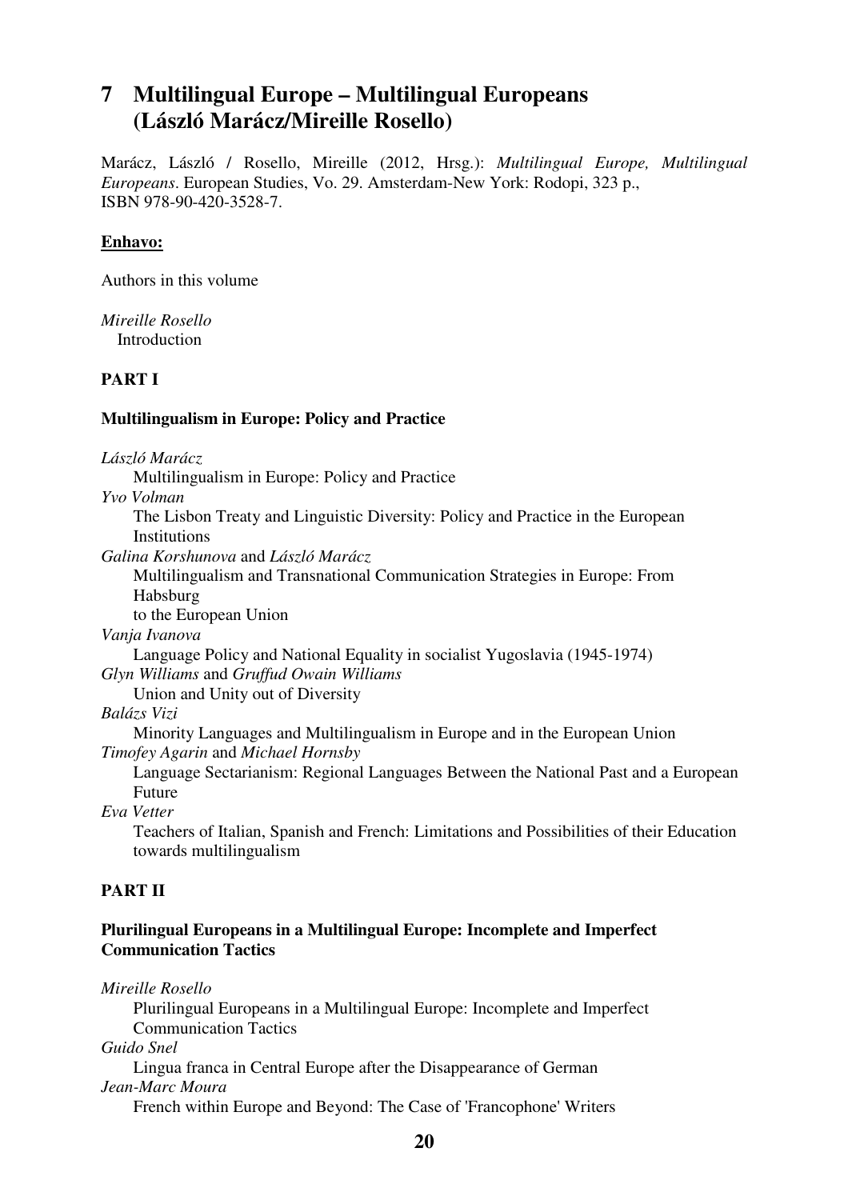## 7 Multilingual Europe – Multilingual Europeans (László Marácz/Mireille Rosello)

Marácz, László / Rosello, Mireille (2012, Hrsg.): *Multilingual Europe, Multilingual Europeans*. European Studies, Vo. 29. Amsterdam-New York: Rodopi, 323 p., ISBN 978-90-420-3528-7.

**Enhavo:**

Authors in this volume

*Mireille Rosello*
Introduction

**PART I**

**Multilingualism in Europe: Policy and Practice**

*László Marácz*
Multilingualism in Europe: Policy and Practice

*Yvo Volman*
The Lisbon Treaty and Linguistic Diversity: Policy and Practice in the European Institutions

*Galina Korshunova* and *László Marácz*
Multilingualism and Transnational Communication Strategies in Europe: From Habsburg to the European Union

*Vanja Ivanova*
Language Policy and National Equality in socialist Yugoslavia (1945-1974)

*Glyn Williams* and *Gruffud Owain Williams*
Union and Unity out of Diversity

*Balázs Vizi*
Minority Languages and Multilingualism in Europe and in the European Union

*Timofey Agarin* and *Michael Hornsby*
Language Sectarianism: Regional Languages Between the National Past and a European Future

*Eva Vetter*
Teachers of Italian, Spanish and French: Limitations and Possibilities of their Education towards multilingualism

**PART II**

**Plurilingual Europeans in a Multilingual Europe: Incomplete and Imperfect Communication Tactics**

*Mireille Rosello*
Plurilingual Europeans in a Multilingual Europe: Incomplete and Imperfect Communication Tactics

*Guido Snel*
Lingua franca in Central Europe after the Disappearance of German

*Jean-Marc Moura*
French within Europe and Beyond: The Case of 'Francophone' Writers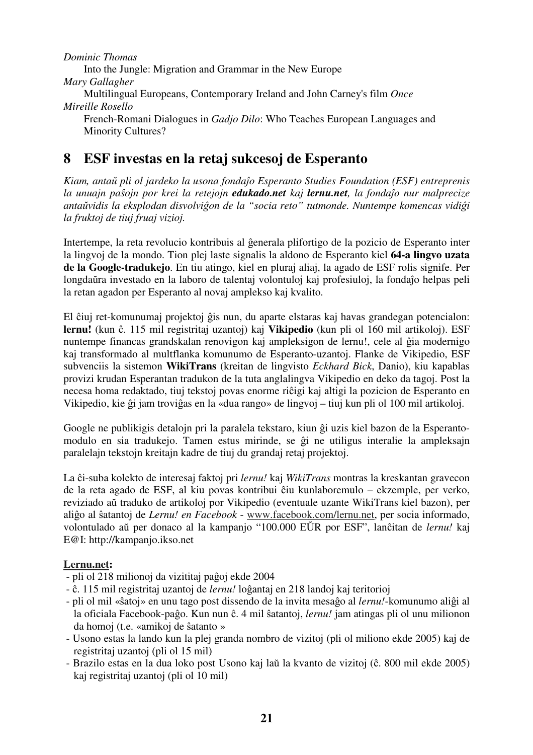*Dominic Thomas*

Into the Jungle: Migration and Grammar in the New Europe

*Mary Gallagher*

Multilingual Europeans, Contemporary Ireland and John Carney's film *Once*

*Mireille Rosello*

French-Romani Dialogues in *Gadjo Dilo*: Who Teaches European Languages and Minority Cultures?

## 8 ESF investas en la retaj sukcesoj de Esperanto

*Kiam, antaŭ pli ol jardeko la usona fondaĵo Esperanto Studies Foundation (ESF) entreprenis la unuajn paŝojn por krei la retejojn **edukado.net** kaj **lernu.net**, la fondaĵo nur malprecize antaŭvidis la eksplodan disvolviĝon de la "socia reto" tutmonde. Nuntempe komencas vidiĝi la fruktoj de tiuj fruaj vizioj.*

Intertempe, la reta revolucio kontribuis al ĝenerala plifortigo de la pozicio de Esperanto inter la lingvoj de la mondo. Tion plej laste signalis la aldono de Esperanto kiel **64-a lingvo uzata de la Google-tradukejo**. En tiu atingo, kiel en pluraj aliaj, la agado de ESF rolis signife. Per longdaŭra investado en la laboro de talentaj volontuloj kaj profesiuloj, la fondaĵo helpas peli la retan agadon per Esperanto al novaj amplekso kaj kvalito.

El ĉiuj ret-komunumaj projektoj ĝis nun, du aparte elstaras kaj havas grandegan potencialon: **lernu!** (kun ĉ. 115 mil registritaj uzantoj) kaj **Vikipedio** (kun pli ol 160 mil artikoloj). ESF nuntempe financas grandskalan renovigon kaj ampleksigon de lernu!, cele al ĝia modernigo kaj transformado al multflanka komunumo de Esperanto-uzantoj. Flanke de Vikipedio, ESF subvenciis la sistemon **WikiTrans** (kreitan de lingvisto *Eckhard Bick*, Danio), kiu kapablas provizi krudan Esperantan tradukon de la tuta anglalingva Vikipedio en deko da tagoj. Post la necesa homa redaktado, tiuj tekstoj povas enorme riĉigi kaj altigi la pozicion de Esperanto en Vikipedio, kie ĝi jam troviĝas en la «dua rango» de lingvoj – tiuj kun pli ol 100 mil artikoloj.

Google ne publikigis detalojn pri la paralela tekstaro, kiun ĝi uzis kiel bazon de la Esperanto-modulo en sia tradukejo. Tamen estus mirinde, se ĝi ne utiligus interalie la ampleksajn paralelajn tekstojn kreitajn kadre de tiuj du grandaj retaj projektoj.

La ĉi-suba kolekto de interesaj faktoj pri *lernu!* kaj *WikiTrans* montras la kreskantan gravecon de la reta agado de ESF, al kiu povas kontribui ĉiu kunlaboremulo – ekzemple, per verko, reviziado aŭ traduko de artikoloj por Vikipedio (eventuale uzante WikiTrans kiel bazon), per aliĝo al ŝatantoj de *Lernu! en Facebook* - www.facebook.com/lernu.net, per socia informado, volontulado aŭ per donaco al la kampanjo "100.000 EŬR por ESF", lanĉitan de *lernu!* kaj E@I: http://kampanjo.ikso.net

**Lernu.net:**

- pli ol 218 milionoj da vizititaj paĝoj ekde 2004
- ĉ. 115 mil registritaj uzantoj de *lernu!* loĝantaj en 218 landoj kaj teritorioj
- pli ol mil «ŝatoj» en unu tago post dissendo de la invita mesaĝo al *lernu!*-komunumo aliĝi al la oficiala Facebook-paĝo. Kun nun ĉ. 4 mil ŝatantoj, *lernu!* jam atingas pli ol unu milionon da homoj (t.e. «amikoj de ŝatanto »
- Usono estas la lando kun la plej granda nombro de vizitoj (pli ol miliono ekde 2005) kaj de registritaj uzantoj (pli ol 15 mil)
- Brazilo estas en la dua loko post Usono kaj laŭ la kvanto de vizitoj (ĉ. 800 mil ekde 2005) kaj registritaj uzantoj (pli ol 10 mil)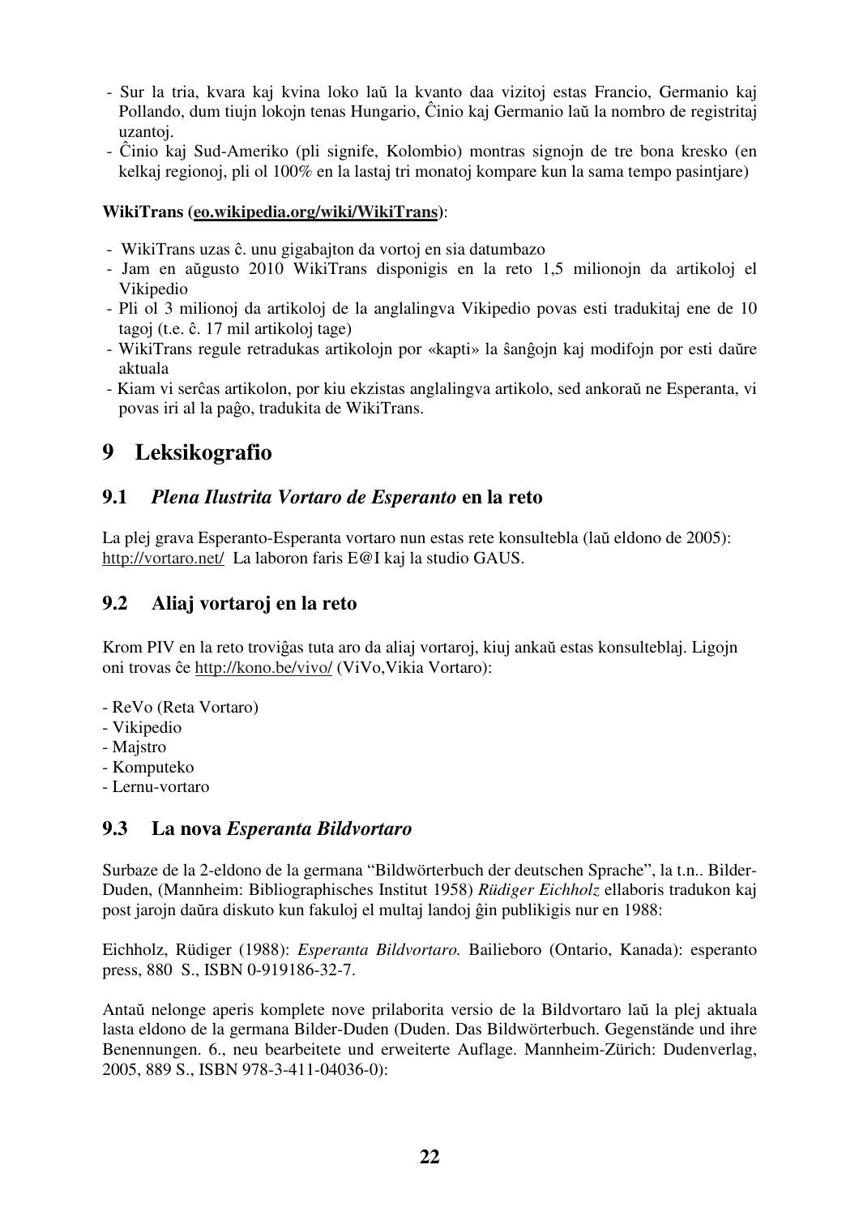- Sur la tria, kvara kaj kvina loko laŭ la kvanto daa vizitoj estas Francio, Germanio kaj Pollando, dum tiujn lokojn tenas Hungario, Ĉinio kaj Germanio laŭ la nombro de registritaj uzantoj.
- Ĉinio kaj Sud-Ameriko (pli signife, Kolombio) montras signojn de tre bona kresko (en kelkaj regionoj, pli ol 100% en la lastaj tri monatoj kompare kun la sama tempo pasintjare)

**WikiTrans (eo.wikipedia.org/wiki/WikiTrans)**:

- WikiTrans uzas ĉ. unu gigabajton da vortoj en sia datumbazo
- Jam en aŭgusto 2010 WikiTrans disponigis en la reto 1,5 milionojn da artikoloj el Vikipedio
- Pli ol 3 milionoj da artikoloj de la anglalingva Vikipedio povas esti tradukitaj ene de 10 tagoj (t.e. ĉ. 17 mil artikoloj tage)
- WikiTrans regule retradukas artikolojn por «kapti» la ŝanĝojn kaj modifojn por esti daŭre aktuala
- Kiam vi serĉas artikolon, por kiu ekzistas anglalingva artikolo, sed ankoraŭ ne Esperanta, vi povas iri al la paĝo, tradukita de WikiTrans.

# 9 Leksikografio

## 9.1 *Plena Ilustrita Vortaro de Esperanto* en la reto

La plej grava Esperanto-Esperanta vortaro nun estas rete konsultebla (laŭ eldono de 2005): http://vortaro.net/ La laboron faris E@I kaj la studio GAUS.

## 9.2 Aliaj vortaroj en la reto

Krom PIV en la reto troviĝas tuta aro da aliaj vortaroj, kiuj ankaŭ estas konsulteblaj. Ligojn oni trovas ĉe http://kono.be/vivo/ (ViVo,Vikia Vortaro):

- ReVo (Reta Vortaro)
- Vikipedio
- Majstro
- Komputeko
- Lernu-vortaro

## 9.3 La nova *Esperanta Bildvortaro*

Surbaze de la 2-eldono de la germana "Bildwörterbuch der deutschen Sprache", la t.n.. Bilder-Duden, (Mannheim: Bibliographisches Institut 1958) *Rüdiger Eichholz* ellaboris tradukon kaj post jarojn daŭra diskuto kun fakuloj el multaj landoj ĝin publikigis nur en 1988:

Eichholz, Rüdiger (1988): *Esperanta Bildvortaro.* Bailieboro (Ontario, Kanada): esperanto press, 880 S., ISBN 0-919186-32-7.

Antaŭ nelonge aperis komplete nove prilaborita versio de la Bildvortaro laŭ la plej aktuala lasta eldono de la germana Bilder-Duden (Duden. Das Bildwörterbuch. Gegenstände und ihre Benennungen. 6., neu bearbeitete und erweiterte Auflage. Mannheim-Zürich: Dudenverlag, 2005, 889 S., ISBN 978-3-411-04036-0):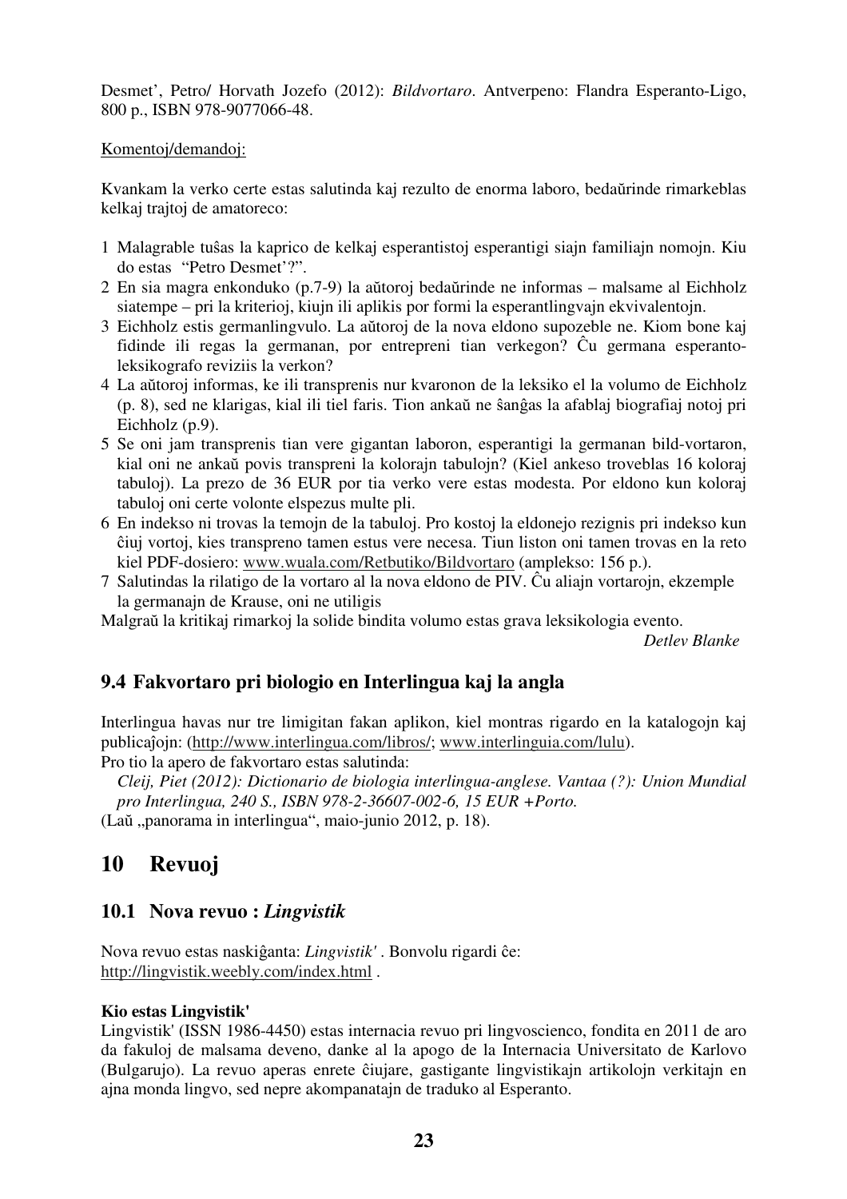Desmet', Petro/ Horvath Jozefo (2012): *Bildvortaro*. Antverpeno: Flandra Esperanto-Ligo, 800 p., ISBN 978-9077066-48.

Komentoj/demandoj:

Kvankam la verko certe estas salutinda kaj rezulto de enorma laboro, bedaŭrinde rimarkeblas kelkaj trajtoj de amatoreco:

1 Malagrable tuŝas la kaprico de kelkaj esperantistoj esperantigi siajn familiajn nomojn. Kiu do estas "Petro Desmet'?".
2 En sia magra enkonduko (p.7-9) la aŭtoroj bedaŭrinde ne informas – malsame al Eichholz siatempe – pri la kriterioj, kiujn ili aplikis por formi la esperantlingvajn ekvivalentojn.
3 Eichholz estis germanlingvulo. La aŭtoroj de la nova eldono supozeble ne. Kiom bone kaj fidinde ili regas la germanan, por entrepreni tian verkegon? Ĉu germana esperanto-leksikografo reviziis la verkon?
4 La aŭtoroj informas, ke ili transprenis nur kvaronon de la leksiko el la volumo de Eichholz (p. 8), sed ne klarigas, kial ili tiel faris. Tion ankaŭ ne ŝanĝas la afablaj biografiaj notoj pri Eichholz (p.9).
5 Se oni jam transprenis tian vere gigantan laboron, esperantigi la germanan bild-vortaron, kial oni ne ankaŭ povis transpreni la kolorajn tabulojn? (Kiel ankeso troveblas 16 koloraj tabuloj). La prezo de 36 EUR por tia verko vere estas modesta. Por eldono kun koloraj tabuloj oni certe volonte elspezus multe pli.
6 En indekso ni trovas la temojn de la tabuloj. Pro kostoj la eldonejo rezignis pri indekso kun ĉiuj vortoj, kies transpreno tamen estus vere necesa. Tiun liston oni tamen trovas en la reto kiel PDF-dosiero: www.wuala.com/Retbutiko/Bildvortaro (amplekso: 156 p.).
7 Salutindas la rilatigo de la vortaro al la nova eldono de PIV. Ĉu aliajn vortarojn, ekzemple la germanajn de Krause, oni ne utiligis

Malgraŭ la kritikaj rimarkoj la solide bindita volumo estas grava leksikologia evento.

*Detlev Blanke*

## 9.4 Fakvortaro pri biologio en Interlingua kaj la angla

Interlingua havas nur tre limigitan fakan aplikon, kiel montras rigardo en la katalogojn kaj publicaĵojn: (http://www.interlingua.com/libros/; www.interlinguia.com/lulu).
Pro tio la apero de fakvortaro estas salutinda:

*Cleij, Piet (2012): Dictionario de biologia interlingua-anglese. Vantaa (?): Union Mundial pro Interlingua, 240 S., ISBN 978-2-36607-002-6, 15 EUR +Porto.*

(Laŭ „panorama in interlingua“, maio-junio 2012, p. 18).

# 10 Revuoj

## 10.1 Nova revuo : *Lingvistik*

Nova revuo estas naskiĝanta: *Lingvistik'* . Bonvolu rigardi ĉe:
http://lingvistik.weebly.com/index.html .

**Kio estas Lingvistik'**

Lingvistik' (ISSN 1986-4450) estas internacia revuo pri lingvoscienco, fondita en 2011 de aro da fakuloj de malsama deveno, danke al la apogo de la Internacia Universitato de Karlovo (Bulgarujo). La revuo aperas enrete ĉiujare, gastigante lingvistikajn artikolojn verkitajn en ajna monda lingvo, sed nepre akompanatajn de traduko al Esperanto.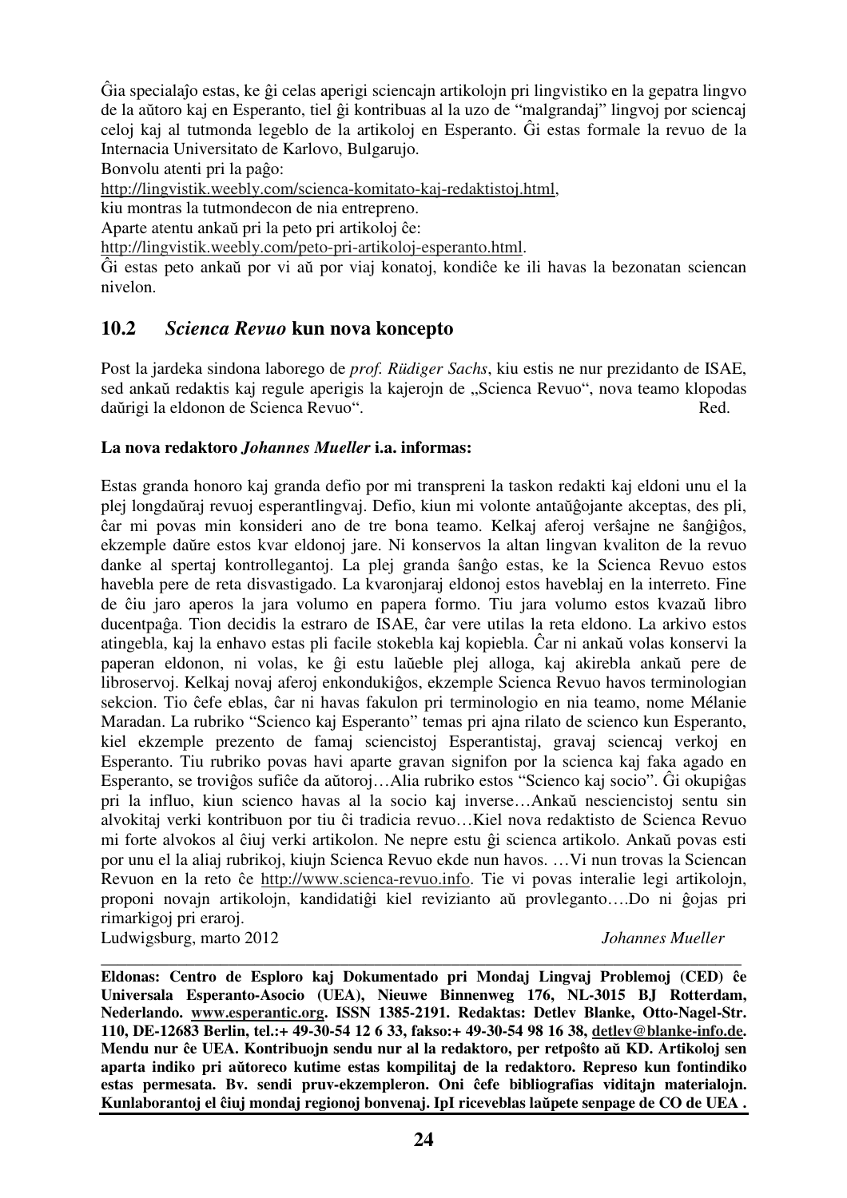Ĝia specialaĵo estas, ke ĝi celas aperigi sciencajn artikolojn pri lingvistiko en la gepatra lingvo de la aŭtoro kaj en Esperanto, tiel ĝi kontribuas al la uzo de "malgrandaj" lingvoj por sciencaj celoj kaj al tutmonda legeblo de la artikoloj en Esperanto. Ĝi estas formale la revuo de la Internacia Universitato de Karlovo, Bulgarujo.

Bonvolu atenti pri la paĝo:

http://lingvistik.weebly.com/scienca-komitato-kaj-redaktistoj.html,

kiu montras la tutmondecon de nia entrepreno.

Aparte atentu ankaŭ pri la peto pri artikoloj ĉe:

http://lingvistik.weebly.com/peto-pri-artikoloj-esperanto.html.

Ĝi estas peto ankaŭ por vi aŭ por viaj konatoj, kondiĉe ke ili havas la bezonatan sciencan nivelon.

## 10.2 *Scienca Revuo* kun nova koncepto

Post la jardeka sindona laborego de *prof. Rüdiger Sachs*, kiu estis ne nur prezidanto de ISAE, sed ankaŭ redaktis kaj regule aperigis la kajerojn de „Scienca Revuo", nova teamo klopodas daŭrigi la eldonon de Scienca Revuo". Red.

**La nova redaktoro *Johannes Mueller* i.a. informas:**

Estas granda honoro kaj granda defio por mi transpreni la taskon redakti kaj eldoni unu el la plej longdaŭraj revuoj esperantlingvaj. Defio, kiun mi volonte antaŭĝojante akceptas, des pli, ĉar mi povas min konsideri ano de tre bona teamo. Kelkaj aferoj verŝajne ne ŝanĝiĝos, ekzemple daŭre estos kvar eldonoj jare. Ni konservos la altan lingvan kvaliton de la revuo danke al spertaj kontrollegantoj. La plej granda ŝanĝo estas, ke la Scienca Revuo estos havebla pere de reta disvastigado. La kvaronjaraj eldonoj estos haveblaj en la interreto. Fine de ĉiu jaro aperos la jara volumo en papera formo. Tiu jara volumo estos kvazaŭ libro ducentpaĝa. Tion decidis la estraro de ISAE, ĉar vere utilas la reta eldono. La arkivo estos atingebla, kaj la enhavo estas pli facile stokebla kaj kopiebla. Ĉar ni ankaŭ volas konservi la paperan eldonon, ni volas, ke ĝi estu laŭeble plej alloga, kaj akirebla ankaŭ pere de libroservoj. Kelkaj novaj aferoj enkondukiĝos, ekzemple Scienca Revuo havos terminologian sekcion. Tio ĉefe eblas, ĉar ni havas fakulon pri terminologio en nia teamo, nome Mélanie Maradan. La rubriko "Scienco kaj Esperanto" temas pri ajna rilato de scienco kun Esperanto, kiel ekzemple prezento de famaj sciencistoj Esperantistaj, gravaj sciencaj verkoj en Esperanto. Tiu rubriko povas havi aparte gravan signifon por la scienca kaj faka agado en Esperanto, se troviĝos sufiĉe da aŭtoroj…Alia rubriko estos "Scienco kaj socio". Ĝi okupiĝas pri la influo, kiun scienco havas al la socio kaj inverse…Ankaŭ nesciencistoj sentu sin alvokitaj verki kontribuon por tiu ĉi tradicia revuo…Kiel nova redaktisto de Scienca Revuo mi forte alvokos al ĉiuj verki artikolon. Ne nepre estu ĝi scienca artikolo. Ankaŭ povas esti por unu el la aliaj rubrikoj, kiujn Scienca Revuo ekde nun havos. …Vi nun trovas la Sciencan Revuon en la reto ĉe http://www.scienca-revuo.info. Tie vi povas interalie legi artikolojn, proponi novajn artikolojn, kandidatiĝi kiel revizianto aŭ provleganto….Do ni ĝojas pri rimarkigoj pri eraroj.

Ludwigsburg, marto 2012 *Johannes Mueller*

---

**Eldonas: Centro de Esploro kaj Dokumentado pri Mondaj Lingvaj Problemoj (CED) ĉe Universala Esperanto-Asocio (UEA), Nieuwe Binnenweg 176, NL-3015 BJ Rotterdam, Nederlando. www.esperantic.org. ISSN 1385-2191. Redaktas: Detlev Blanke, Otto-Nagel-Str. 110, DE-12683 Berlin, tel.:+ 49-30-54 12 6 33, fakso:+ 49-30-54 98 16 38, detlev@blanke-info.de. Mendu nur ĉe UEA. Kontribuojn sendu nur al la redaktoro, per retpoŝto aŭ KD. Artikoloj sen aparta indiko pri aŭtoreco kutime estas kompilitaj de la redaktoro. Represo kun fontindiko estas permesata. Bv. sendi pruv-ekzempleron. Oni ĉefe bibliografias viditajn materialojn. Kunlaborantoj el ĉiuj mondaj regionoj bonvenaj. IpI riceveblas laŭpete senpage de CO de UEA .**